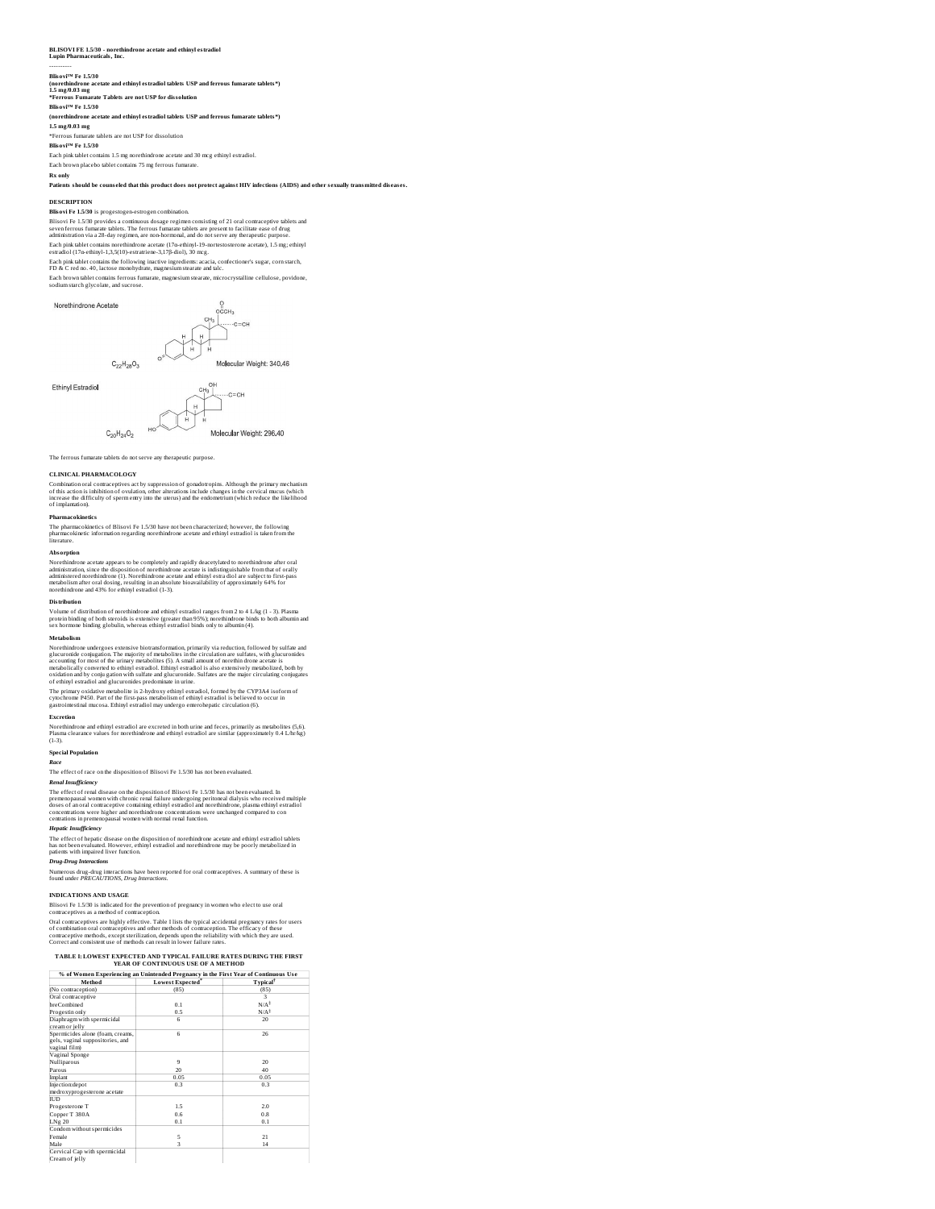**BLISOVI FE 1.5/30 - norethindrone acetate and ethinyl estradiol**
**Lupin Pharmaceuticals, Inc.**

----------

**Blisovi™ Fe 1.5/30**
**(norethindrone acetate and ethinyl estradiol tablets USP and ferrous fumarate tablets\*)**
**1.5 mg/0.03 mg**
**\*Ferrous Fumarate Tablets are not USP for dissolution**

**Blisovi™ Fe 1.5/30**

**(norethindrone acetate and ethinyl estradiol tablets USP and ferrous fumarate tablets\*)**

**1.5 mg/0.03 mg**

\*Ferrous fumarate tablets are not USP for dissolution

**Blisovi™ Fe 1.5/30**

Each pink tablet contains 1.5 mg norethindrone acetate and 30 mcg ethinyl estradiol.

Each brown placebo tablet contains 75 mg ferrous fumarate.

**Rx only**

**Patients should be counseled that this product does not protect against HIV infections (AIDS) and other sexually transmitted diseases.**

## DESCRIPTION

**Blisovi Fe 1.5/30** is progestogen-estrogen combination.

Blisovi Fe 1.5/30 provides a continuous dosage regimen consisting of 21 oral contraceptive tablets and seven ferrous fumarate tablets. The ferrous fumarate tablets are present to facilitate ease of drug administration via a 28-day regimen, are non-hormonal, and do not serve any therapeutic purpose.

Each pink tablet contains norethindrone acetate (17α-ethinyl-19-nortestosterone acetate), 1.5 mg; ethinyl estradiol (17α-ethinyl-1,3,5(10)-estratriene-3,17β-diol), 30 mcg.

Each pink tablet contains the following inactive ingredients: acacia, confectioner's sugar, corn starch, FD & C red no. 40, lactose monohydrate, magnesium stearate and talc.

Each brown tablet contains ferrous fumarate, magnesium stearate, microcrystalline cellulose, povidone, sodium starch glycolate, and sucrose.

Norethindrone Acetate

$C_{22}H_{28}O_3$ Molecular Weight: 340.46

Ethinyl Estradiol

$C_{20}H_{24}O_2$ Molecular Weight: 296.40

The ferrous fumarate tablets do not serve any therapeutic purpose.

## CLINICAL PHARMACOLOGY

Combination oral contraceptives act by suppression of gonadotropins. Although the primary mechanism of this action is inhibition of ovulation, other alterations include changes in the cervical mucus (which increase the difficulty of sperm entry into the uterus) and the endometrium (which reduce the likelihood of implantation).

### Pharmacokinetics

The pharmacokinetics of Blisovi Fe 1.5/30 have not been characterized; however, the following pharmacokinetic information regarding norethindrone acetate and ethinyl estradiol is taken from the literature.

### Absorption

Norethindrone acetate appears to be completely and rapidly deacetylated to norethindrone after oral administration, since the disposition of norethindrone acetate is indistinguishable from that of orally administered norethindrone (1). Norethindrone acetate and ethinyl estra diol are subject to first-pass metabolism after oral dosing, resulting in an absolute bioavailability of approximately 64% for norethindrone and 43% for ethinyl estradiol (1-3).

### Distribution

Volume of distribution of norethindrone and ethinyl estradiol ranges from 2 to 4 L/kg (1 - 3). Plasma protein binding of both steroids is extensive (greater than 95%); norethindrone binds to both albumin and sex hormone binding globulin, whereas ethinyl estradiol binds only to albumin (4).

### Metabolism

Norethindrone undergoes extensive biotransformation, primarily via reduction, followed by sulfate and glucuronide conjugation. The majority of metabolites in the circulation are sulfates, with glucuronides accounting for most of the urinary metabolites (5). A small amount of norethin drone acetate is metabolically converted to ethinyl estradiol. Ethinyl estradiol is also extensively metabolized, both by oxidation and by conju gation with sulfate and glucuronide. Sulfates are the major circulating conjugates of ethinyl estradiol and glucuronides predominate in urine.

The primary oxidative metabolite is 2-hydroxy ethinyl estradiol, formed by the CYP3A4 isoform of cytochrome P450. Part of the first-pass metabolism of ethinyl estradiol is believed to occur in gastrointestinal mucosa. Ethinyl estradiol may undergo enterohepatic circulation (6).

### Excretion

Norethindrone and ethinyl estradiol are excreted in both urine and feces, primarily as metabolites (5,6). Plasma clearance values for norethindrone and ethinyl estradiol are similar (approximately 0.4 L/hr/kg) (1-3).

### Special Population

***Race***

The effect of race on the disposition of Blisovi Fe 1.5/30 has not been evaluated.

***Renal Insufficiency***

The effect of renal disease on the disposition of Blisovi Fe 1.5/30 has not been evaluated. In premenopausal women with chronic renal failure undergoing peritoneal dialysis who received multiple doses of an oral contraceptive containing ethinyl estradiol and norethindrone, plasma ethinyl estradiol concentrations were higher and norethindrone concentrations were unchanged compared to con centrations in premenopausal women with normal renal function.

***Hepatic Insufficiency***

The effect of hepatic disease on the disposition of norethindrone acetate and ethinyl estradiol tablets has not been evaluated. However, ethinyl estradiol and norethindrone may be poorly metabolized in patients with impaired liver function.

***Drug-Drug Interactions***

Numerous drug-drug interactions have been reported for oral contraceptives. A summary of these is found under *PRECAUTIONS, Drug Interactions.*

## INDICATIONS AND USAGE

Blisovi Fe 1.5/30 is indicated for the prevention of pregnancy in women who elect to use oral contraceptives as a method of contraception.

Oral contraceptives are highly effective. Table 1 lists the typical accidental pregnancy rates for users of combination oral contraceptives and other methods of contraception. The efficacy of these contraceptive methods, except sterilization, depends upon the reliability with which they are used. Correct and consistent use of methods can result in lower failure rates.

**TABLE I: LOWEST EXPECTED AND TYPICAL FAILURE RATES DURING THE FIRST YEAR OF CONTINUOUS USE OF A METHOD**

| % of Women Experiencing an Unintended Pregnancy in the First Year of Continuous Use | | |
|---|---|---|
| **Method** | **Lowest Expected*** | **Typical†** |
| (No contraception) | (85) | (85) |
| Oral contraceptive | | 3 |
| Combined | 0.1 | N/A‡ |
| Progestin only | 0.5 | N/A‡ |
| Diaphragm with spermicidal cream or jelly | 6 | 20 |
| Spermicides alone (foam, creams, gels, vaginal suppositories, and vaginal film) | 6 | 26 |
| Vaginal Sponge | | |
| Nulliparous | 9 | 20 |
| Parous | 20 | 40 |
| Implant | 0.05 | 0.05 |
| Injection: depot medroxyprogesterone acetate | 0.3 | 0.3 |
| IUD | | |
| Progesterone T | 1.5 | 2.0 |
| Copper T 380A | 0.6 | 0.8 |
| LNg 20 | 0.1 | 0.1 |
| Condom without spermicides | | |
| Female | 5 | 21 |
| Male | 3 | 14 |
| Cervical Cap with spermicidal Cream of jelly | | |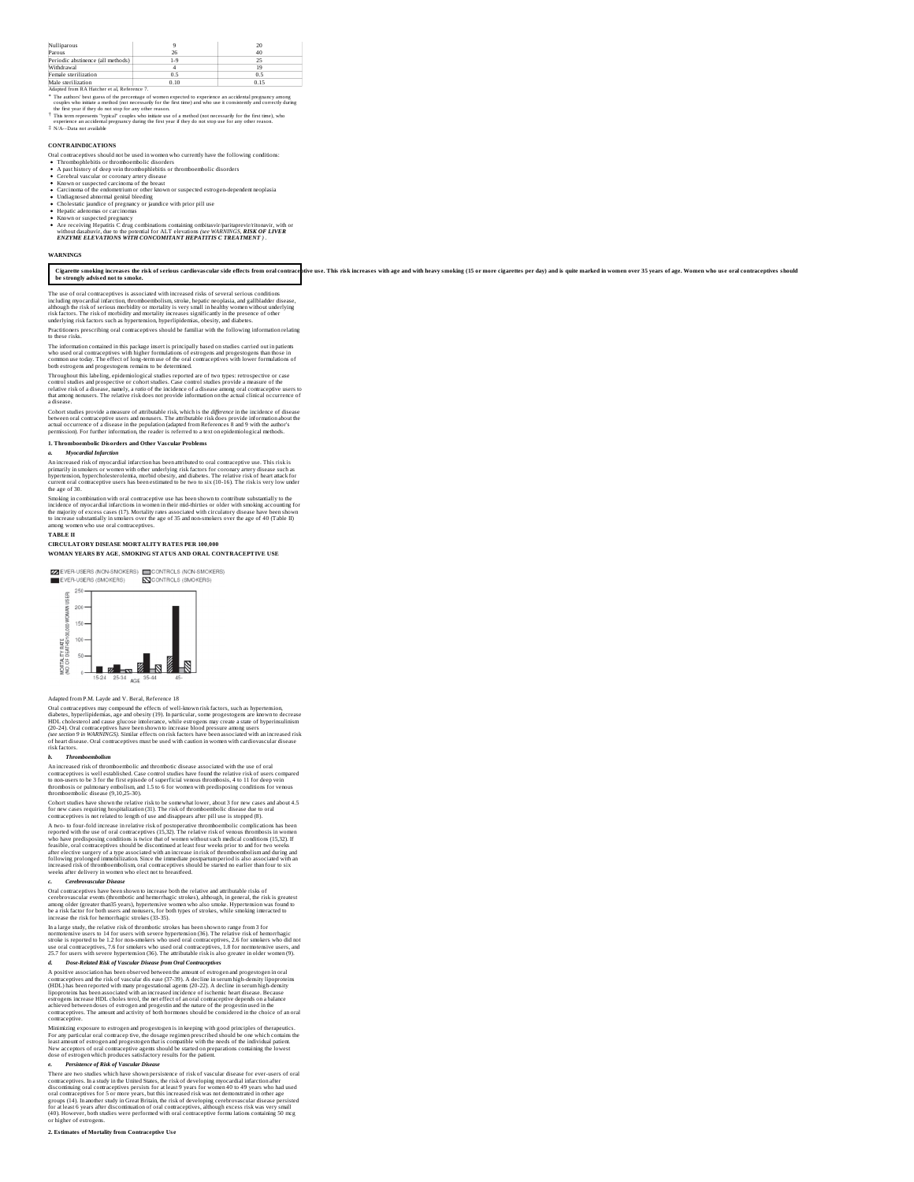| | | |
|---|---|---|
| Nulliparous | 9 | 20 |
| Parous | 26 | 40 |
| Periodic abstinence (all methods) | 1-9 | 25 |
| Withdrawal | 4 | 19 |
| Female sterilization | 0.5 | 0.5 |
| Male sterilization | 0.10 | 0.15 |

Adapted from RA Hatcher et al, Reference 7.

\* The authors' best guess of the percentage of women expected to experience an accidental pregnancy among couples who initiate a method (not necessarily for the first time) and who use it consistently and correctly during the first year if they do not stop for any other reason.

† This term represents "typical" couples who initiate use of a method (not necessarily for the first time), who experience an accidental pregnancy during the first year if they do not stop use for any other reason.

‡ N/A--Data not available

## CONTRAINDICATIONS

Oral contraceptives should not be used in women who currently have the following conditions:

- Thrombophlebitis or thromboembolic disorders
- A past history of deep vein thrombophlebitis or thromboembolic disorders
- Cerebral vascular or coronary artery disease
- Known or suspected carcinoma of the breast
- Carcinoma of the endometrium or other known or suspected estrogen-dependent neoplasia
- Undiagnosed abnormal genital bleeding
- Cholestatic jaundice of pregnancy or jaundice with prior pill use
- Hepatic adenomas or carcinomas
- Known or suspected pregnancy
- Are receiving Hepatitis C drug combinations containing ombitasvir/paritaprevir/ritonavir, with or without dasabuvir, due to the potential for ALT elevations *(see WARNINGS, **RISK OF LIVER ENZYME ELEVATIONS WITH CONCOMITANT HEPATITIS C TREATMENT**)*.

## WARNINGS

**Cigarette smoking increases the risk of serious cardiovascular side effects from oral contraceptive use. This risk increases with age and with heavy smoking (15 or more cigarettes per day) and is quite marked in women over 35 years of age. Women who use oral contraceptives should be strongly advised not to smoke.**

The use of oral contraceptives is associated with increased risks of several serious conditions including myocardial infarction, thromboembolism, stroke, hepatic neoplasia, and gallbladder disease, although the risk of serious morbidity or mortality is very small in healthy women without underlying risk factors. The risk of morbidity and mortality increases significantly in the presence of other underlying risk factors such as hypertension, hyperlipidemias, obesity, and diabetes.

Practitioners prescribing oral contraceptives should be familiar with the following information relating to these risks.

The information contained in this package insert is principally based on studies carried out in patients who used oral contraceptives with higher formulations of estrogens and progestogens than those in common use today. The effect of long-term use of the oral contraceptives with lower formulations of both estrogens and progestogens remains to be determined.

Throughout this labeling, epidemiological studies reported are of two types: retrospective or case control studies and prospective or cohort studies. Case control studies provide a measure of the relative risk of a disease, namely, a *ratio* of the incidence of a disease among oral contraceptive users to that among nonusers. The relative risk does not provide information on the actual clinical occurrence of a disease.

Cohort studies provide a measure of attributable risk, which is the *difference* in the incidence of disease between oral contraceptive users and nonusers. The attributable risk does provide information about the actual occurrence of a disease in the population (adapted from References 8 and 9 with the author's permission). For further information, the reader is referred to a text on epidemiological methods.

### 1. Thromboembolic Disorders and Other Vascular Problems

#### *a. Myocardial Infarction*

An increased risk of myocardial infarction has been attributed to oral contraceptive use. This risk is primarily in smokers or women with other underlying risk factors for coronary artery disease such as hypertension, hypercholesterolemia, morbid obesity, and diabetes. The relative risk of heart attack for current oral contraceptive users has been estimated to be two to six (10-16). The risk is very low under the age of 30.

Smoking in combination with oral contraceptive use has been shown to contribute substantially to the incidence of myocardial infarctions in women in their mid-thirties or older with smoking accounting for the majority of excess cases (17). Mortality rates associated with circulatory disease have been shown to increase substantially in smokers over the age of 35 and non-smokers over the age of 40 (Table II) among women who use oral contraceptives.

**TABLE II**

**CIRCULATORY DISEASE MORTALITY RATES PER 100,000 WOMAN YEARS BY AGE, SMOKING STATUS AND ORAL CONTRACEPTIVE USE**

EVER-USERS (NON-SMOKERS)
CONTROLS (NON-SMOKERS)
EVER-USERS (SMOKERS)
CONTROLS (SMOKERS)

MORTALITY RATE (NO. OF DEATHS/100,000 WOMAN USER)

250
200
150
100
50
0

15-24
25-34
35-44
45-

AGE

Adapted from P.M. Layde and V. Beral, Reference 18

Oral contraceptives may compound the effects of well-known risk factors, such as hypertension, diabetes, hyperlipidemias, age and obesity (19). In particular, some progestogens are known to decrease HDL cholesterol and cause glucose intolerance, while estrogens may create a state of hyperinsulinism (20-24). Oral contraceptives have been shown to increase blood pressure among users *(see section 9 in WARNINGS)*. Similar effects on risk factors have been associated with an increased risk of heart disease. Oral contraceptives must be used with caution in women with cardiovascular disease risk factors.

#### *b. Thromboembolism*

An increased risk of thromboembolic and thrombotic disease associated with the use of oral contraceptives is well established. Case control studies have found the relative risk of users compared to non-users to be 3 for the first episode of superficial venous thrombosis, 4 to 11 for deep vein thrombosis or pulmonary embolism, and 1.5 to 6 for women with predisposing conditions for venous thromboembolic disease (9,10,25-30).

Cohort studies have shown the relative risk to be somewhat lower, about 3 for new cases and about 4.5 for new cases requiring hospitalization (31). The risk of thromboembolic disease due to oral contraceptives is not related to length of use and disappears after pill use is stopped (8).

A two- to four-fold increase in relative risk of postoperative thromboembolic complications has been reported with the use of oral contraceptives (15,32). The relative risk of venous thrombosis in women who have predisposing conditions is twice that of women without such medical conditions (15,32). If feasible, oral contraceptives should be discontinued at least four weeks prior to and for two weeks after elective surgery of a type associated with an increase in risk of thromboembolism and during and following prolonged immobilization. Since the immediate postpartum period is also associated with an increased risk of thromboembolism, oral contraceptives should be started no earlier than four to six weeks after delivery in women who elect not to breastfeed.

#### *c. Cerebrovascular Disease*

Oral contraceptives have been shown to increase both the relative and attributable risks of cerebrovascular events (thrombotic and hemorrhagic strokes), although, in general, the risk is greatest among older (greater than35 years), hypertensive women who also smoke. Hypertension was found to be a risk factor for both users and nonusers, for both types of strokes, while smoking interacted to increase the risk for hemorrhagic strokes (33-35).

In a large study, the relative risk of thrombotic strokes has been shown to range from 3 for normotensive users to 14 for users with severe hypertension (36). The relative risk of hemorrhagic stroke is reported to be 1.2 for non-smokers who used oral contraceptives, 2.6 for smokers who did not use oral contraceptives, 7.6 for smokers who used oral contraceptives, 1.8 for normotensive users, and 25.7 for users with severe hypertension (36). The attributable risk is also greater in older women (9).

#### *d. Dose-Related Risk of Vascular Disease from Oral Contraceptives*

A positive association has been observed between the amount of estrogen and progestogen in oral contraceptives and the risk of vascular dis ease (37-39). A decline in serum high-density lipoproteins (HDL) has been reported with many progestational agents (20-22). A decline in serum high-density lipoproteins has been associated with an increased incidence of ischemic heart disease. Because estrogens increase HDL choles terol, the net effect of an oral contraceptive depends on a balance achieved between doses of estrogen and progestin and the nature of the progestin used in the contraceptives. The amount and activity of both hormones should be considered in the choice of an oral contraceptive.

Minimizing exposure to estrogen and progestogen is in keeping with good principles of therapeutics. For any particular oral contracep tive, the dosage regimen prescribed should be one which contains the least amount of estrogen and progestogen that is compatible with the needs of the individual patient. New acceptors of oral contraceptive agents should be started on preparations containing the lowest dose of estrogen which produces satisfactory results for the patient.

#### *e. Persistence of Risk of Vascular Disease*

There are two studies which have shown persistence of risk of vascular disease for ever-users of oral contraceptives. In a study in the United States, the risk of developing myocardial infarction after discontinuing oral contraceptives persists for at least 9 years for women 40 to 49 years who had used oral contraceptives for 5 or more years, but this increased risk was not demonstrated in other age groups (14). In another study in Great Britain, the risk of developing cerebrovascular disease persisted for at least 6 years after discontinuation of oral contraceptives, although excess risk was very small (40). However, both studies were performed with oral contraceptive formu lations containing 50 mcg or higher of estrogens.

### 2. Estimates of Mortality from Contraceptive Use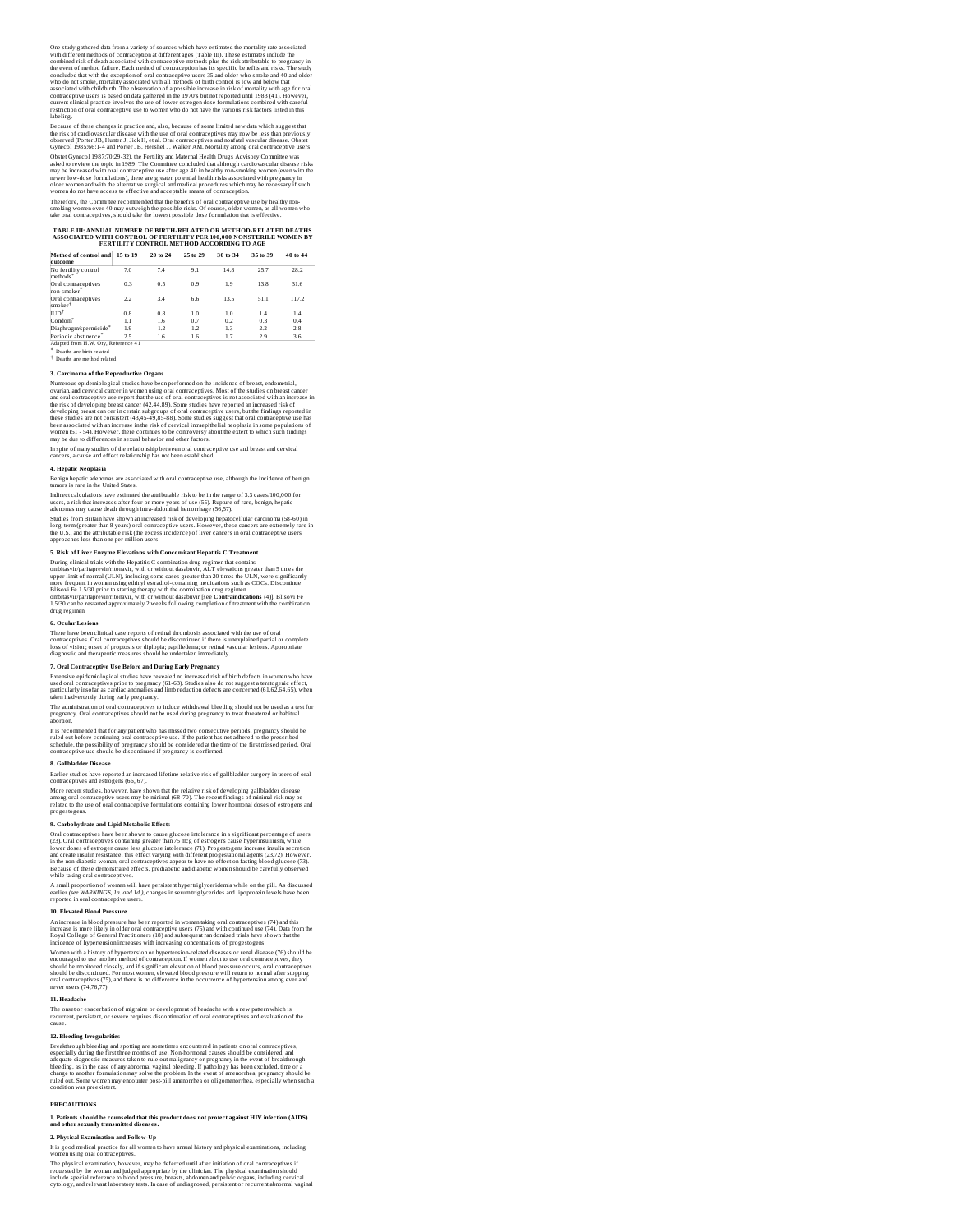One study gathered data from a variety of sources which have estimated the mortality rate associated with different methods of contraception at different ages (Table III). These estimates include the combined risk of death associated with contraceptive methods plus the risk attributable to pregnancy in the event of method failure. Each method of contraception has its specific benefits and risks. The study concluded that with the exception of oral contraceptive users 35 and older who smoke and 40 and older who do not smoke, mortality associated with all methods of birth control is low and below that associated with childbirth. The observation of a possible increase in risk of mortality with age for oral contraceptive users is based on data gathered in the 1970's but not reported until 1983 (41). However, current clinical practice involves the use of lower estrogen dose formulations combined with careful restriction of oral contraceptive use to women who do not have the various risk factors listed in this labeling.

Because of these changes in practice and, also, because of some limited new data which suggest that the risk of cardiovascular disease with the use of oral contraceptives may now be less than previously observed (Porter JB, Hunter J, Jick H, et al. Oral contraceptives and nonfatal vascular disease. Obstet Gynecol 1985;66:1-4 and Porter JB, Hershel J, Walker AM. Mortality among oral contraceptive users. Obstet Gynecol 1987;70:29-32), the Fertility and Maternal Health Drugs Advisory Committee was asked to review the topic in 1989. The Committee concluded that although cardiovascular disease risks may be increased with oral contraceptive use after age 40 in healthy non-smoking women (even with the newer low-dose formulations), there are greater potential health risks associated with pregnancy in older women and with the alternative surgical and medical procedures which may be necessary if such women do not have access to effective and acceptable means of contraception.

Therefore, the Committee recommended that the benefits of oral contraceptive use by healthy non-smoking women over 40 may outweigh the possible risks. Of course, older women, as all women who take oral contraceptives, should take the lowest possible dose formulation that is effective.

**TABLE III: ANNUAL NUMBER OF BIRTH-RELATED OR METHOD-RELATED DEATHS ASSOCIATED WITH CONTROL OF FERTILITY PER 100,000 NONSTERILE WOMEN BY FERTILITY CONTROL METHOD ACCORDING TO AGE**

| Method of control and outcome | 15 to 19 | 20 to 24 | 25 to 29 | 30 to 34 | 35 to 39 | 40 to 44 |
|---|---|---|---|---|---|---|
| No fertility control methods* | 7.0 | 7.4 | 9.1 | 14.8 | 25.7 | 28.2 |
| Oral contraceptives non-smoker† | 0.3 | 0.5 | 0.9 | 1.9 | 13.8 | 31.6 |
| Oral contraceptives smoker† | 2.2 | 3.4 | 6.6 | 13.5 | 51.1 | 117.2 |
| IUD† | 0.8 | 0.8 | 1.0 | 1.0 | 1.4 | 1.4 |
| Condom* | 1.1 | 1.6 | 0.7 | 0.2 | 0.3 | 0.4 |
| Diaphragm/spermicide* | 1.9 | 1.2 | 1.2 | 1.3 | 2.2 | 2.8 |
| Periodic abstinence* | 2.5 | 1.6 | 1.6 | 1.7 | 2.9 | 3.6 |

Adapted from H.W. Ory, Reference 41

\* Deaths are birth related

† Deaths are method related

**3. Carcinoma of the Reproductive Organs**

Numerous epidemiological studies have been performed on the incidence of breast, endometrial, ovarian, and cervical cancer in women using oral contraceptives. Most of the studies on breast cancer and oral contraceptive use report that the use of oral contraceptives is not associated with an increase in the risk of developing breast cancer (42,44,89). Some studies have reported an increased risk of developing breast cancer in certain subgroups of oral contraceptive users, but the findings reported in these studies are not consistent (43,45-49,85-88). Some studies suggest that oral contraceptive use has been associated with an increase in the risk of cervical intraepithelial neoplasia in some populations of women (51 - 54). However, there continues to be controversy about the extent to which such findings may be due to differences in sexual behavior and other factors.

In spite of many studies of the relationship between oral contraceptive use and breast and cervical cancers, a cause and effect relationship has not been established.

**4. Hepatic Neoplasia**

Benign hepatic adenomas are associated with oral contraceptive use, although the incidence of benign tumors is rare in the United States.

Indirect calculations have estimated the attributable risk to be in the range of 3.3 cases/100,000 for users, a risk that increases after four or more years of use (55). Rupture of rare, benign, hepatic adenomas may cause death through intra-abdominal hemorrhage (56,57).

Studies from Britain have shown an increased risk of developing hepatocellular carcinoma (58-60) in long-term (greater than 8 years) oral contraceptive users. However, these cancers are extremely rare in the U.S., and the attributable risk (the excess incidence) of liver cancers in oral contraceptive users approaches less than one per million users.

**5. Risk of Liver Enzyme Elevations with Concomitant Hepatitis C Treatment**

During clinical trials with the Hepatitis C combination drug regimen that contains ombitasvir/paritaprevir/ritonavir, with or without dasabuvir, ALT elevations greater than 5 times the upper limit of normal (ULN), including some cases greater than 20 times the ULN, were significantly more frequent in women using ethinyl estradiol-containing medications such as COCs. Discontinue Blisovi Fe 1.5/30 prior to starting therapy with the combination drug regimen ombitasvir/paritaprevir/ritonavir, with or without dasabuvir [see **Contraindications** (4)]. Blisovi Fe 1.5/30 can be restarted approximately 2 weeks following completion of treatment with the combination drug regimen.

**6. Ocular Lesions**

There have been clinical case reports of retinal thrombosis associated with the use of oral contraceptives. Oral contraceptives should be discontinued if there is unexplained partial or complete loss of vision; onset of proptosis or diplopia; papilledema; or retinal vascular lesions. Appropriate diagnostic and therapeutic measures should be undertaken immediately.

**7. Oral Contraceptive Use Before and During Early Pregnancy**

Extensive epidemiological studies have revealed no increased risk of birth defects in women who have used oral contraceptives prior to pregnancy (61-63). Studies also do not suggest a teratogenic effect, particularly insofar as cardiac anomalies and limb reduction defects are concerned (61,62,64,65), when taken inadvertently during early pregnancy.

The administration of oral contraceptives to induce withdrawal bleeding should not be used as a test for pregnancy. Oral contraceptives should not be used during pregnancy to treat threatened or habitual abortion.

It is recommended that for any patient who has missed two consecutive periods, pregnancy should be ruled out before continuing oral contraceptive use. If the patient has not adhered to the prescribed schedule, the possibility of pregnancy should be considered at the time of the first missed period. Oral contraceptive use should be discontinued if pregnancy is confirmed.

**8. Gallbladder Disease**

Earlier studies have reported an increased lifetime relative risk of gallbladder surgery in users of oral contraceptives and estrogens (66, 67).

More recent studies, however, have shown that the relative risk of developing gallbladder disease among oral contraceptive users may be minimal (68-70). The recent findings of minimal risk may be related to the use of oral contraceptive formulations containing lower hormonal doses of estrogens and progestogens.

**9. Carbohydrate and Lipid Metabolic Effects**

Oral contraceptives have been shown to cause glucose intolerance in a significant percentage of users (23). Oral contraceptives containing greater than 75 mcg of estrogens cause hyperinsulinism, while lower doses of estrogen cause less glucose intolerance (71). Progestogens increase insulin secretion and create insulin resistance, this effect varying with different progestational agents (23,72). However, in the non-diabetic woman, oral contraceptives appear to have no effect on fasting blood glucose (73). Because of these demonstrated effects, prediabetic and diabetic women should be carefully observed while taking oral contraceptives.

A small proportion of women will have persistent hypertriglyceridemia while on the pill. As discussed earlier (*see WARNINGS, 1a. and 1d.*), changes in serum triglycerides and lipoprotein levels have been reported in oral contraceptive users.

**10. Elevated Blood Pressure**

An increase in blood pressure has been reported in women taking oral contraceptives (74) and this increase is more likely in older oral contraceptive users (75) and with continued use (74). Data from the Royal College of General Practitioners (18) and subsequent randomized trials have shown that the incidence of hypertension increases with increasing concentrations of progestogens.

Women with a history of hypertension or hypertension-related diseases or renal disease (76) should be encouraged to use another method of contraception. If women elect to use oral contraceptives, they should be monitored closely, and if significant elevation of blood pressure occurs, oral contraceptives should be discontinued. For most women, elevated blood pressure will return to normal after stopping oral contraceptives (75), and there is no difference in the occurrence of hypertension among ever and never users (74,76,77).

**11. Headache**

The onset or exacerbation of migraine or development of headache with a new pattern which is recurrent, persistent, or severe requires discontinuation of oral contraceptives and evaluation of the cause.

**12. Bleeding Irregularities**

Breakthrough bleeding and spotting are sometimes encountered in patients on oral contraceptives, especially during the first three months of use. Non-hormonal causes should be considered, and adequate diagnostic measures taken to rule out malignancy or pregnancy in the event of breakthrough bleeding, as in the case of any abnormal vaginal bleeding. If pathology has been excluded, time or a change to another formulation may solve the problem. In the event of amenorrhea, pregnancy should be ruled out. Some women may encounter post-pill amenorrhea or oligomenorrhea, especially when such a condition was preexistent.

## PRECAUTIONS

**1. Patients should be counseled that this product does not protect against HIV infection (AIDS) and other sexually transmitted diseases.**

**2. Physical Examination and Follow-Up**

It is good medical practice for all women to have annual history and physical examinations, including women using oral contraceptives.

The physical examination, however, may be deferred until after initiation of oral contraceptives if requested by the woman and judged appropriate by the clinician. The physical examination should include special reference to blood pressure, breasts, abdomen and pelvic organs, including cervical cytology, and relevant laboratory tests. In case of undiagnosed, persistent or recurrent abnormal vaginal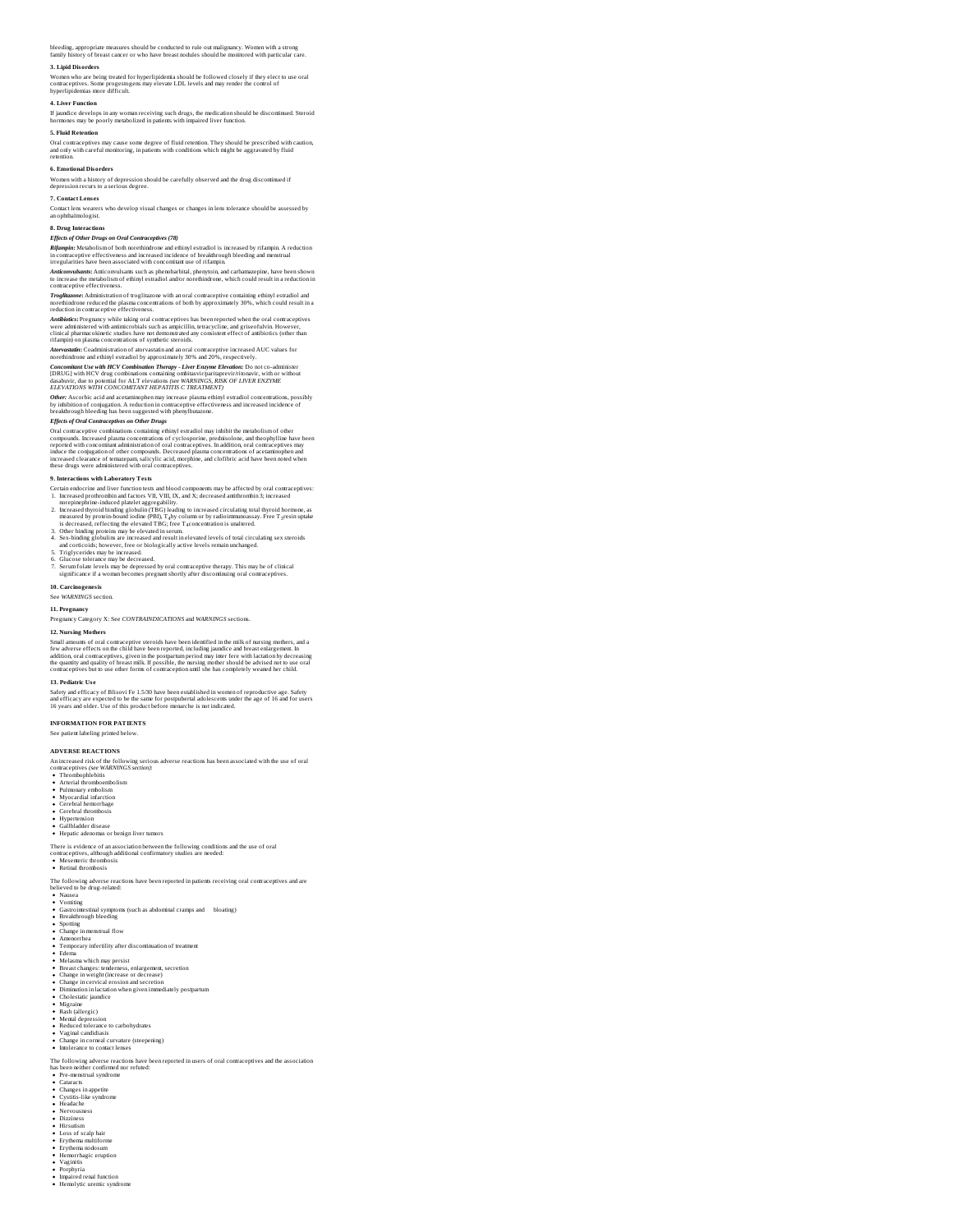bleeding, appropriate measures should be conducted to rule out malignancy. Women with a strong family history of breast cancer or who have breast nodules should be monitored with particular care.

**3. Lipid Disorders**

Women who are being treated for hyperlipidemia should be followed closely if they elect to use oral contraceptives. Some progestogens may elevate LDL levels and may render the control of hyperlipidemias more difficult.

**4. Liver Function**

If jaundice develops in any woman receiving such drugs, the medication should be discontinued. Steroid hormones may be poorly metabolized in patients with impaired liver function.

**5. Fluid Retention**

Oral contraceptives may cause some degree of fluid retention. They should be prescribed with caution, and only with careful monitoring, in patients with conditions which might be aggravated by fluid retention.

**6. Emotional Disorders**

Women with a history of depression should be carefully observed and the drug discontinued if depression recurs to a serious degree.

**7. Contact Lenses**

Contact lens wearers who develop visual changes or changes in lens tolerance should be assessed by an ophthalmologist.

**8. Drug Interactions**

***Effects of Other Drugs on Oral Contraceptives (78)***

***Rifampin:*** Metabolism of both norethindrone and ethinyl estradiol is increased by rifampin. A reduction in contraceptive effectiveness and increased incidence of breakthrough bleeding and menstrual irregularities have been associated with concomitant use of rifampin.

***Anticonvulsants:*** Anticonvulsants such as phenobarbital, phenytoin, and carbamazepine, have been shown to increase the metabolism of ethinyl estradiol and/or norethindrone, which could result in a reduction in contraceptive effectiveness.

***Troglitazone:*** Administration of troglitazone with an oral contraceptive containing ethinyl estradiol and norethindrone reduced the plasma concentrations of both by approximately 30%, which could result in a reduction in contraceptive effectiveness.

***Antibiotics:*** Pregnancy while taking oral contraceptives has been reported when the oral contraceptives were administered with antimicrobials such as ampicillin, tetracycline, and griseofulvin. However, clinical pharmacokinetic studies have not demonstrated any consistent effect of antibiotics (other than rifampin) on plasma concentrations of synthetic steroids.

***Atorvastatin:*** Coadministration of atorvastatin and an oral contraceptive increased AUC values for norethindrone and ethinyl estradiol by approximately 30% and 20%, respectively.

***Concomitant Use with HCV Combination Therapy - Liver Enzyme Elevation:*** Do not co-administer [DRUG] with HCV drug combinations containing ombitasvir/paritaprevir/ritonavir, with or without dasabuvir, due to potential for ALT elevations *(see WARNINGS, RISK OF LIVER ENZYME ELEVATIONS WITH CONCOMITANT HEPATITIS C TREATMENT)*

***Other:*** Ascorbic acid and acetaminophen may increase plasma ethinyl estradiol concentrations, possibly by inhibition of conjugation. A reduction in contraceptive effectiveness and increased incidence of breakthrough bleeding has been suggested with phenylbutazone.

***Effects of Oral Contraceptives on Other Drugs***

Oral contraceptive combinations containing ethinyl estradiol may inhibit the metabolism of other compounds. Increased plasma concentrations of cyclosporine, prednisolone, and theophylline have been reported with concomitant administration of oral contraceptives. In addition, oral contraceptives may induce the conjugation of other compounds. Decreased plasma concentrations of acetaminophen and increased clearance of temazepam, salicylic acid, morphine, and clofibric acid have been noted when these drugs were administered with oral contraceptives.

**9. Interactions with Laboratory Tests**

Certain endocrine and liver function tests and blood components may be affected by oral contraceptives:

1. Increased prothrombin and factors VII, VIII, IX, and X; decreased antithrombin 3; increased norepinephrine-induced platelet aggregability.
2. Increased thyroid binding globulin (TBG) leading to increased circulating total thyroid hormone, as measured by protein-bound iodine (PBI), $T_4$ by column or by radioimmunoassay. Free $T_3$ resin uptake is decreased, reflecting the elevated TBG; free $T_4$ concentration is unaltered.
3. Other binding proteins may be elevated in serum.
4. Sex-binding globulins are increased and result in elevated levels of total circulating sex steroids and corticoids; however, free or biologically active levels remain unchanged.
5. Triglycerides may be increased.
6. Glucose tolerance may be decreased.
7. Serum folate levels may be depressed by oral contraceptive therapy. This may be of clinical significance if a woman becomes pregnant shortly after discontinuing oral contraceptives.

**10. Carcinogenesis**

See *WARNINGS* section.

**11. Pregnancy**

Pregnancy Category X: See *CONTRAINDICATIONS* and *WARNINGS* sections.

**12. Nursing Mothers**

Small amounts of oral contraceptive steroids have been identified in the milk of nursing mothers, and a few adverse effects on the child have been reported, including jaundice and breast enlargement. In addition, oral contraceptives, given in the postpartum period may inter fere with lactation by decreasing the quantity and quality of breast milk. If possible, the nursing mother should be advised not to use oral contraceptives but to use other forms of contraception until she has completely weaned her child.

**13. Pediatric Use**

Safety and efficacy of Blisovi Fe 1.5/30 have been established in women of reproductive age. Safety and efficacy are expected to be the same for postpubertal adolescents under the age of 16 and for users 16 years and older. Use of this product before menarche is not indicated.

## INFORMATION FOR PATIENTS

See patient labeling printed below.

## ADVERSE REACTIONS

An increased risk of the following serious adverse reactions has been associated with the use of oral contraceptives *(see WARNINGS section)*:

- Thrombophlebitis
- Arterial thromboembolism
- Pulmonary embolism
- Myocardial infarction
- Cerebral hemorrhage
- Cerebral thrombosis
- Hypertension
- Gallbladder disease
- Hepatic adenomas or benign liver tumors

There is evidence of an association between the following conditions and the use of oral contraceptives, although additional confirmatory studies are needed:

- Mesenteric thrombosis
- Retinal thrombosis

The following adverse reactions have been reported in patients receiving oral contraceptives and are believed to be drug-related:

- Nausea
- Vomiting
- Gastrointestinal symptoms (such as abdominal cramps and bloating)
- Breakthrough bleeding
- Spotting
- Change in menstrual flow
- Amenorrhea
- Temporary infertility after discontinuation of treatment
- Edema
- Melasma which may persist
- Breast changes: tenderness, enlargement, secretion
- Change in weight (increase or decrease)
- Change in cervical erosion and secretion
- Diminution in lactation when given immediately postpartum
- Cholestatic jaundice
- Migraine
- Rash (allergic)
- Mental depression
- Reduced tolerance to carbohydrates
- Vaginal candidiasis
- Change in corneal curvature (steepening)
- Intolerance to contact lenses

The following adverse reactions have been reported in users of oral contraceptives and the association has been neither confirmed nor refuted:

- Pre-menstrual syndrome
- Cataracts
- Changes in appetite
- Cystitis-like syndrome
- Headache
- Nervousness
- Dizziness
- Hirsutism
- Loss of scalp hair
- Erythema multiforme
- Erythema nodosum
- Hemorrhagic eruption
- Vaginitis
- Porphyria
- Impaired renal function
- Hemolytic uremic syndrome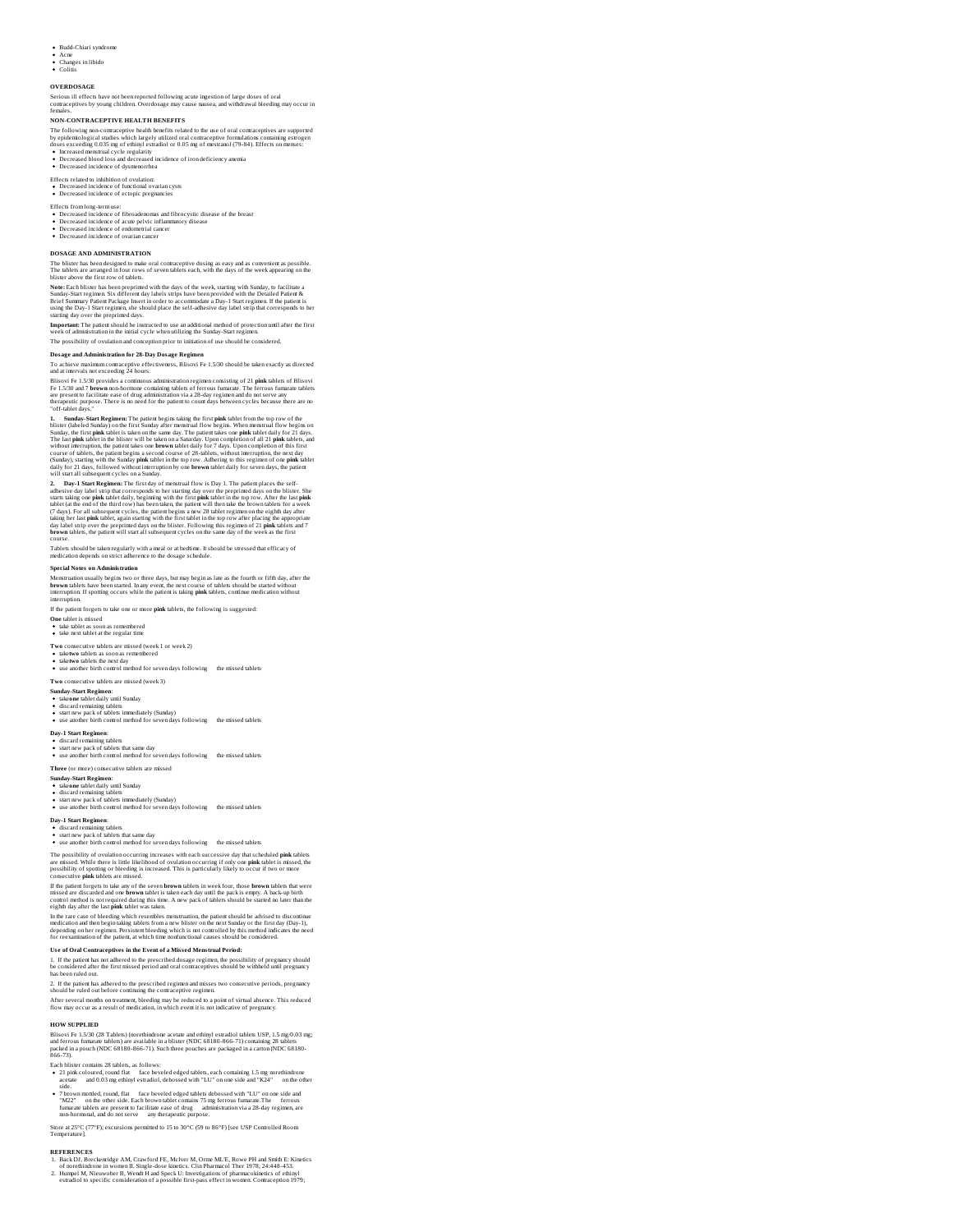- Budd-Chiari syndrome
- Acne
- Changes in libido
- Colitis

### OVERDOSAGE

Serious ill effects have not been reported following acute ingestion of large doses of oral contraceptives by young children. Overdosage may cause nausea, and withdrawal bleeding may occur in females.

### NON-CONTRACEPTIVE HEALTH BENEFITS

The following non-contraceptive health benefits related to the use of oral contraceptives are supported by epidemiological studies which largely utilized oral contraceptive formulations containing estrogen doses exceeding 0.035 mg of ethinyl estradiol or 0.05 mg of mestranol (79-84). Effects on menses:

- Increased menstrual cycle regularity
- Decreased blood loss and decreased incidence of iron deficiency anemia
- Decreased incidence of dysmenorrhea

Effects related to inhibition of ovulation:

- Decreased incidence of functional ovarian cysts
- Decreased incidence of ectopic pregnancies

Effects from long-term use:

- Decreased incidence of fibroadenomas and fibrocystic disease of the breast
- Decreased incidence of acute pelvic inflammatory disease
- Decreased incidence of endometrial cancer
- Decreased incidence of ovarian cancer

### DOSAGE AND ADMINISTRATION

The blister has been designed to make oral contraceptive dosing as easy and as convenient as possible. The tablets are arranged in four rows of seven tablets each, with the days of the week appearing on the blister above the first row of tablets.

**Note:** Each blister has been preprinted with the days of the week, starting with Sunday, to facilitate a Sunday-Start regimen. Six different day labels strips have been provided with the Detailed Patient & Brief Summary Patient Package Insert in order to accommodate a Day-1 Start regimen. If the patient is using the Day-1 Start regimen, she should place the self-adhesive day label strip that corresponds to her starting day over the preprinted days.

**Important:** The patient should be instructed to use an additional method of protection until after the first week of administration in the initial cycle when utilizing the Sunday-Start regimen.

The possibility of ovulation and conception prior to initiation of use should be considered.

#### Dosage and Administration for 28-Day Dosage Regimen

To achieve maximum contraceptive effectiveness, Blisovi Fe 1.5/30 should be taken exactly as directed and at intervals not exceeding 24 hours.

Blisovi Fe 1.5/30 provides a continuous administration regimen consisting of 21 **pink** tablets of Blisovi Fe 1.5/30 and 7 **brown** non-hormone containing tablets of ferrous fumarate. The ferrous fumarate tablets are present to facilitate ease of drug administration via a 28-day regimen and do not serve any therapeutic purpose. There is no need for the patient to count days between cycles because there are no "off-tablet days."

**1. Sunday-Start Regimen:** The patient begins taking the first **pink** tablet from the top row of the blister (labeled Sunday) on the first Sunday after menstrual flow begins. When menstrual flow begins on Sunday, the first **pink** tablet is taken on the same day. The patient takes one **pink** tablet daily for 21 days. The last **pink** tablet in the blister will be taken on a Saturday. Upon completion of all 21 **pink** tablets, and without interruption, the patient takes one **brown** tablet daily for 7 days. Upon completion of this first course of tablets, the patient begins a second course of 28-tablets, without interruption, the next day (Sunday), starting with the Sunday **pink** tablet in the top row. Adhering to this regimen of one **pink** tablet daily for 21 days, followed without interruption by one **brown** tablet daily for seven days, the patient will start all subsequent cycles on a Sunday.

**2. Day-1 Start Regimen:** The first day of menstrual flow is Day 1. The patient places the self-adhesive day label strip that corresponds to her starting day over the preprinted days on the blister. She starts taking one **pink** tablet daily, beginning with the first **pink** tablet in the top row. After the last **pink** tablet (at the end of the third row) has been taken, the patient will then take the brown tablets for a week (7 days). For all subsequent cycles, the patient begins a new 28 tablet regimen on the eighth day after taking her last **pink** tablet, again starting with the first tablet in the top row after placing the appropriate day label strip over the preprinted days on the blister. Following this regimen of 21 **pink** tablets and 7 **brown** tablets, the patient will start all subsequent cycles on the same day of the week as the first course.

Tablets should be taken regularly with a meal or at bedtime. It should be stressed that efficacy of medication depends on strict adherence to the dosage schedule.

#### Special Notes on Administration

Menstruation usually begins two or three days, but may begin as late as the fourth or fifth day, after the **brown** tablets have been started. In any event, the next course of tablets should be started without interruption. If spotting occurs while the patient is taking **pink** tablets, continue medication without interruption.

If the patient forgets to take one or more **pink** tablets, the following is suggested:

**One** tablet is missed

- take tablet as soon as remembered
- take next tablet at the regular time

**Two** consecutive tablets are missed (week 1 or week 2)

- take **two** tablets as soon as remembered
- take **two** tablets the next day
- use another birth control method for seven days following the missed tablets

**Two** consecutive tablets are missed (week 3)

**Sunday-Start Regimen**:

- take **one** tablet daily until Sunday
- discard remaining tablets
- start new pack of tablets immediately (Sunday)
- use another birth control method for seven days following the missed tablets

**Day-1 Start Regimen**:

- discard remaining tablets
- start new pack of tablets that same day
- use another birth control method for seven days following the missed tablets

**Three** (or more) consecutive tablets are missed

**Sunday-Start Regimen**:

- take **one** tablet daily until Sunday
- discard remaining tablets
- start new pack of tablets immediately (Sunday)
- use another birth control method for seven days following the missed tablets

**Day-1 Start Regimen**:

- discard remaining tablets
- start new pack of tablets that same day
- use another birth control method for seven days following the missed tablets

The possibility of ovulation occurring increases with each successive day that scheduled **pink** tablets are missed. While there is little likelihood of ovulation occurring if only one **pink** tablet is missed, the possibility of spotting or bleeding is increased. This is particularly likely to occur if two or more consecutive **pink** tablets are missed.

If the patient forgets to take any of the seven **brown** tablets in week four, those **brown** tablets that were missed are discarded and one **brown** tablet is taken each day until the pack is empty. A back-up birth control method is not required during this time. A new pack of tablets should be started no later than the eighth day after the last **pink** tablet was taken.

In the rare case of bleeding which resembles menstruation, the patient should be advised to discontinue medication and then begin taking tablets from a new blister on the next Sunday or the first day (Day-1), depending on her regimen. Persistent bleeding which is not controlled by this method indicates the need for reexamination of the patient, at which time nonfunctional causes should be considered.

#### Use of Oral Contraceptives in the Event of a Missed Menstrual Period:

1. If the patient has not adhered to the prescribed dosage regimen, the possibility of pregnancy should be considered after the first missed period and oral contraceptives should be withheld until pregnancy has been ruled out.

2. If the patient has adhered to the prescribed regimen and misses two consecutive periods, pregnancy should be ruled out before continuing the contraceptive regimen.

After several months on treatment, bleeding may be reduced to a point of virtual absence. This reduced flow may occur as a result of medication, in which event it is not indicative of pregnancy.

### HOW SUPPLIED

Blisovi Fe 1.5/30 (28 Tablets) (norethindrone acetate and ethinyl estradiol tablets USP, 1.5 mg/0.03 mg; and ferrous fumarate tablets) are available in a blister (NDC 68180-866-71) containing 28 tablets packed in a pouch (NDC 68180-866-71). Such three pouches are packaged in a carton (NDC 68180-866-73).

Each blister contains 28 tablets, as follows:

- 21 pink coloured, round, flat face beveled edged tablets, each containing 1.5 mg norethindrone acetate and 0.03 mg ethinyl estradiol, debossed with "LU" on one side and "K24" on the other side.
- 7 brown mottled, round, flat face beveled edged tablets debossed with "LU" on one side and "M22" on the other side. Each brown tablet contains 75 mg ferrous fumarate. The ferrous fumarate tablets are present to facilitate ease of drug administration via a 28-day regimen, are non-hormonal, and do not serve any therapeutic purpose.

Store at 25°C (77°F); excursions permitted to 15 to 30°C (59 to 86°F) [see USP Controlled Room Temperature].

### REFERENCES

1. Back DJ, Breckenridge AM, Crawford FE, McIver M, Orme ML'E, Rowe PH and Smith E: Kinetics of norethindrone in women II. Single-dose kinetics. Clin Pharmacol Ther 1978; 24:448-453.
2. Humpel M, Nieuweboer B, Wendt H and Speck U: Investigations of pharmacokinetics of ethinyl estradiol to specific consideration of a possible first-pass effect in women. Contraception 1979;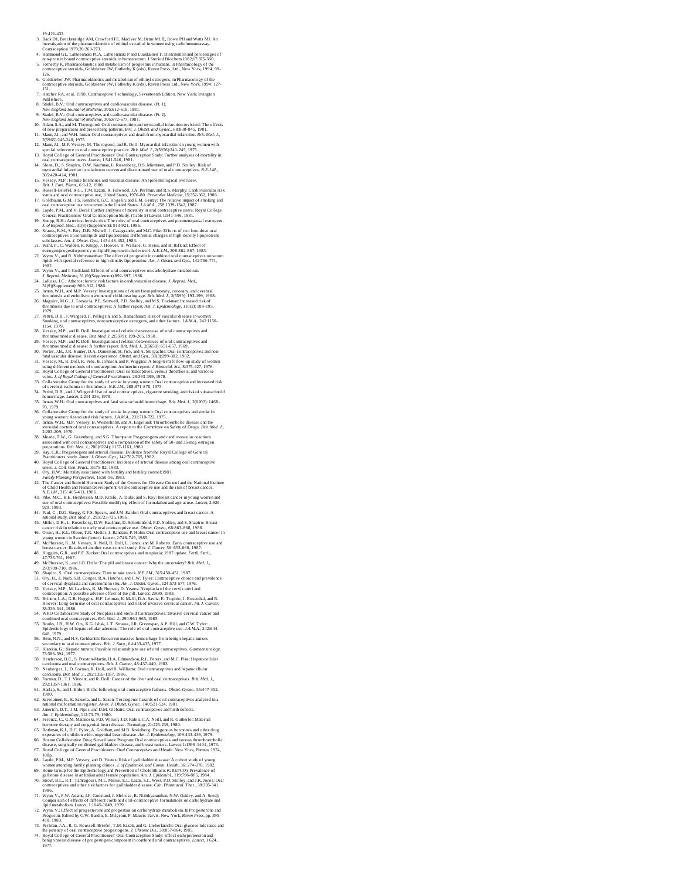19:421-432.

3. Back DJ, Breckenridge AM, Crawford FE, MacIver M, Orme ML'E, Rowe PH and Watts MJ. An investigation of the pharmacokinetics of ethinyl estradiol in women using radioimmunoassay. Contraception 1979;20:263-273.
4. Hammond GL, Lahteenmaki PLA, Lahteenmaki P and Luukkainen T. Distribution and percentages of non-protein bound contraceptive steroids in human serum. J Steriod Biochem 1982;17:375-380.
5. Fotherby K. Pharmacokinetics and metabolism of progestins in humans, in Pharmacology of the contraceptive steroids, Goldzieher JW, Fotherby K (eds), Raven Press, Ltd., New York, 1994, 99-126.
6. Goldzieher JW. Pharmacokinetics and metabolism of ethinyl estrogens, in Pharmacology of the contraceptive steroids, Goldzieher JW, Fotherby K (eds), Raven Press Ltd., New York, 1994: 127-151.
7. Hatcher RA, et al. 1998. Contraceptive Technology, Seventeenth Edition. New York: Irvington Publishers.
8. Stadel, B.V.: Oral contraceptives and cardiovascular disease. (Pt. 1). *New England Journal of Medicine*, 305:612-618, 1981.
9. Stadel, B.V.: Oral contraceptives and cardiovascular disease. (Pt. 2). *New England Journal of Medicine*, 305:672-677, 1981.
10. Adam, S.A., and M. Thorogood: Oral contraception and myocardial infarction revisited: The effects of new preparations and prescribing patterns. *Brit. J. Obstet. and Gynec.*, 88:838-845, 1981.
11. Mann, J.I., and W.H. Inman: Oral contraceptives and death from myocardial infarction. *Brit. Med. J.*, 2(5965):245-248, 1975.
12. Mann, J.I., M.P. Vessey, M. Thorogood, and R. Doll: Myocardial infarction in young women with special reference to oral contraceptive practice. *Brit. Med. J.*, 2(5956):241-245, 1975.
13. Royal College of General Practitioners' Oral Contraception Study: Further analyses of mortality in oral contraceptive users. *Lancet*, 1:541-546, 1981.
14. Slone, D., S. Shapiro, D.W. Kaufman, L. Rosenberg, O.S. Miettinen, and P.D. Stolley: Risk of myocardial infarction in relation to current and discontinued use of oral contraceptives. *N.E.J.M.*, 305:420-424, 1981.
15. Vessey, M.P.: Female hormones and vascular disease: An epidemiological overview. *Brit. J. Fam. Plann.*, 6:1-12, 1980.
16. Russell-Briefel, R.G., T.M. Ezzati, R. Fulwood, J.A. Perlman, and R.S. Murphy: Cardiovascular risk status and oral contraceptive use, United States, 1976-80. *Preventive Medicine*, 15:352-362, 1986.
17. Goldbaum, G.M., J.S. Kendrick, G.C. Hogelin, and E.M. Gentry: The relative impact of smoking and oral contraceptive use on women in the United States. *J.A.M.A.*, 258:1339-1342, 1987.
18. Layde, P.M., and V. Beral: Further analyses of mortality in oral contraceptive users: Royal College General Practitioners' Oral Contraception Study. (Table 5) *Lancet*, 1:541-546, 1981.
19. Knopp, R.H.: Arteriosclerosis risk: The roles of oral contraceptives and postmenopausal estrogens. *J. of Reprod. Med.*, 31(9) (Supplement): 913-921, 1986.
20. Krauss, R.M., S. Roy, D.R. Mishell, J. Casagrande, and M.C. Pike: Effects of two low-dose oral contraceptives on serum lipids and lipoproteins: Differential changes in high-density lipoproteins subclasses. *Am. J. Obstet. Gyn.*, 145:446-452, 1983.
21. Wahl, P., C. Walden, R. Knopp, J. Hoover, R. Wallace, G. Heiss, and B. Rifkind: Effect of estrogen/progestin potency on lipid/lipoprotein cholesterol. *N.E.J.M.*, 308:862-867, 1983.
22. Wynn, V., and R. Niththyananthan: The effect of progestin in combined oral contraceptives on serum lipids with special reference to high-density lipoproteins. *Am. J. Obstet. and Gyn.*, 142:766-771, 1982.
23. Wynn, V., and I. Godsland: Effects of oral contraceptives on carbohydrate metabolism. *J. Reprod. Medicine*, 31 (9)(Supplement):892-897, 1986.
24. LaRosa, J.C.: Atherosclerotic risk factors in cardiovascular disease. *J. Reprod. Med.*, 31(9)(Supplement): 906-912, 1986.
25. Inman, W.H., and M.P. Vessey: Investigations of death from pulmonary, coronary, and cerebral thrombosis and embolism in women of child-bearing age. *Brit. Med. J.*, 2(5599): 193-199, 1968.
26. Maguire, M.G., J. Tonascia, P.E. Sartwell, P.D. Stolley, and M.S. Tockman: Increased risk of thrombosis due to oral contraceptives: A further report. *Am. J. Epidemiology*, 110(2): 188-195, 1979.
27. Pettiti, D.B., J. Wingerd, F. Pellegrin, and S. Ramacharan: Risk of vascular disease in women: Smoking, oral contraceptives, noncontraceptive estrogens, and other factors. *J.A.M.A.*, 242:1150-1154, 1979.
28. Vessey, M.P., and R. Doll: Investigation of relation between use of oral contraceptives and thromboembolic disease. *Brit. Med. J.*,2(5599): 199-205, 1968.
29. Vessey, M.P., and R. Doll: Investigation of relation between use of oral contraceptives and thromboembolic disease: A further report. *Brit. Med. J.*, 2(5658): 651-657, 1969.
30. Porter, J.B., J.R. Hunter, D.A. Danielson, H. Jick, and A. Stergachis: Oral contraceptives and non-fatal vascular disease: Recent experience. *Obstet. and Gyn.*, 59(3):299-302, 1982.
31. Vessey, M., R. Doll, R. Peto, B. Johnson, and P. Wiggins: A long-term follow-up study of women using different methods of contraception: An interim report. *J. Biosocial. Sci.*, 8:375-427, 1976.
32. Royal College of General Practitioners: Oral contraceptives, venous thrombosis, and varicose veins. *J. of Royal College of General Practitioners*, 28:393-399, 1978.
33. Collaborative Group for the study of stroke in young women: Oral contraception and increased risk of cerebral ischemia or thrombosis. *N.E.J.M.*, 288:871-878, 1973.
34. Petitti, D.B., and J. Wingerd: Use of oral contraceptives, cigarette smoking, and risk of subarachnoid hemorrhage. *Lancet*, 2:234-236, 1978.
35. Inman, W.H.: Oral contraceptives and fatal subarachnoid hemorrhage. *Brit. Med. J.*, 2(6203): 1468-70, 1979.
36. Collaborative Group for the study of stroke in young women: Oral contraceptives and stroke in young women: Associated risk factors. *J.A.M.A.*, 231:718-722, 1975.
37. Inman, W.H., M.P. Vessey, B. Westerholm, and A. Engelund: Thromboembolic disease and the steroidal content of oral contraceptives. A report to the Committee on Safety of Drugs. *Brit. Med. J.*, 2:203-209, 1970.
38. Meade, T.W., G. Greenberg, and S.G. Thompson: Progestogens and cardiovascular reactions associated with oral contraceptives and a comparison of the safety of 50- and 35-mcg estrogen preparations. *Brit. Med. J.*, 280(6224): 1157-1161, 1980.
39. Kay, C.R.: Progestogens and arterial disease: Evidence from the Royal College of General Practitioners' study. *Amer. J. Obstet. Gyn.*, 142:762-765, 1982.
40. Royal College of General Practitioners: Incidence of arterial disease among oral contraceptive users. *J. Coll. Gen. Pract.*, 33:75-82, 1983.
41. Ory, H.W.: Mortality associated with fertility and fertility control:1983. *Family Planning Perspectives*, 15:50-56, 1983.
42. The Cancer and Steroid Hormone Study of the Centers for Disease Control and the National Institute of Child Health and Human Development: Oral-contraceptive use and the risk of breast cancer. *N.E.J.M.*, 315: 405-411, 1986.
43. Pike, M.C., B.E. Henderson, M.D. Krailo, A. Duke, and S. Roy: Breast cancer in young women and use of oral contraceptives: Possible modifying effect of formulation and age at use. *Lancet*, 2:926-929, 1983.
44. Paul, C., D.G. Skegg, G.F.S. Spears, and J.M. Kaldor: Oral contraceptives and breast cancer: A national study. *Brit. Med. J.*, 293:723-725, 1986.
45. Miller, D.R., L. Rosenberg, D.W. Kaufman, D. Schottenfeld, P.D. Stolley, and S. Shapiro: Breast cancer risk in relation to early oral contraceptive use. *Obstet. Gynec.*, 68:863-868, 1986.
46. Olson, H., K.L. Olson, T.R. Moller, J. Ranstam, P. Holm: Oral contraceptive use and breast cancer in young women in Sweden (letter). *Lancet*, 2:748-749, 1985.
47. McPherson, K., M. Vessey, A. Neil, R. Doll, L. Jones, and M. Roberts: Early contraceptive use and breast cancer: Results of another case-control study. *Brit. J. Cancer*, 56: 653-660, 1987.
48. Huggins, G.R., and P.F. Zucker: Oral contraceptives and neoplasia: 1987 update. *Fertil. Steril.*, 47:733-761, 1987.
49. McPherson, K., and J.O. Drife: The pill and breast cancer: Why the uncertainty? *Brit. Med. J.*, 293:709-710, 1986.
50. Shapiro, S.: Oral contraceptives: Time to take stock. *N.E.J.M.*, 315:450-451, 1987.
51. Ory, H., Z. Naib, S.B. Conger, R.A. Hatcher, and C.W. Tyler: Contraceptive choice and prevalence of cervical dysplasia and carcinoma in situ. *Am. J. Obstet. Gynec.*, 124:573-577, 1976.
52. Vessey, M.P., M. Lawless, K. McPherson, D. Yeates: Neoplasia of the cervix uteri and contraception: A possible adverse effect of the pill. *Lancet*, 2:930, 1983.
53. Brinton, L.A., G.R. Huggins, H.F. Lehman, K. Malli, D.A. Savitz, E. Trapido, J. Rosenthal, and R. Hoover: Long-term use of oral contraceptives and risk of invasive cervical cancer. *Int. J. Cancer*, 38:339-344, 1986.
54. WHO Collaborative Study of Neoplasia and Steroid Contraceptives: Invasive cervical cancer and combined oral contraceptives. *Brit. Med. J.*, 290:961-965, 1985.
55. Rooks, J.B., H.W. Ory, K.G. Ishak, L.T. Strauss, J.R. Greenspan, A.P. Hill, and C.W. Tyler: Epidemiology of hepatocellular adenoma: The role of oral contraceptive use. *J.A.M.A.*, 242:644-648, 1979.
56. Bein, N.N., and H.S. Goldsmith: Recurrent massive hemorrhage from benign hepatic tumors secondary to oral contraceptives. *Brit. J. Surg.*, 64:433-435, 1977.
57. Klatskin, G.: Hepatic tumors: Possible relationship to use of oral contraceptives. *Gastroenterology*, 73:386-394, 1977.
58. Henderson, B.E., S. Preston-Martin, H.A. Edmondson, R.L. Peters, and M.C. Pike: Hepatocellular carcinoma and oral contraceptives. *Brit. J. Cancer*, 48:437-440, 1983.
59. Neuberger, J., D. Forman, R. Doll, and R. Williams: Oral contraceptives and hepatocellular carcinoma. *Brit. Med. J.*, 292:1355-1357, 1986.
60. Forman, D., T.J. Vincent, and R. Doll: Cancer of the liver and oral contraceptives. *Brit. Med. J.*, 292:1357-1361, 1986.
61. Harlap, S., and J. Eldor: Births following oral contraceptive failures. *Obstet. Gynec.*, 55:447-452, 1980.
62. Savolainen, E., E. Saksela, and L. Saxen: Teratogenic hazards of oral contraceptives analyzed in a national malformation register. *Amer. J. Obstet. Gynec.*, 140:521-524, 1981.
63. Janerich, D.T., J.M. Piper, and D.M. Glebatis: Oral contraceptives and birth defects. *Am. J. Epidemiology*, 112:73-79, 1980.
64. Ferencz, C., G.M. Matanoski, P.D. Wilson, J.D. Rubin, C.A. Neill, and R. Gutberlet: Maternal hormone therapy and congenital heart disease. *Teratology*, 21:225-239, 1980.
65. Rothman, K.J., D.C. Fyler, A. Goldblatt, and M.B. Kreidberg: Exogenous hormones and other drug exposures of children with congenital heart disease. *Am. J. Epidemiology*, 109:433-439, 1979.
66. Boston Collaborative Drug Surveillance Program: Oral contraceptives and venous thromboembolic disease, surgically confirmed gallbladder disease, and breast tumors. *Lancet*, 1:1399-1404, 1973.
67. Royal College of General Practitioners: *Oral Contraceptives and Health*. New York, Pittman, 1974, 100p.
68. Layde, P.M., M.P. Vessey, and D. Yeates: Risk of gallbladder disease: A cohort study of young women attending family planning clinics. *J. of Epidemiol. and Comm. Health*, 36: 274-278, 1982.
69. Rome Group for the Epidemiology and Prevention of Cholelithiasis (GREPCO): Prevalence of gallstone disease in an Italian adult female population. *Am. J. Epidemiol.*, 119:796-805, 1984.
70. Strom, B.L., R.T. Tamragouri, M.L. Morse, E.L. Lazar, S.L. West, P.D. Stolley, and J.K. Jones: Oral contraceptives and other risk factors for gallbladder disease. *Clin. Pharmacol. Ther.*, 39:335-341, 1986.
71. Wynn, V., P.W. Adams, I.F. Godsland, J. Melrose, R. Niththyananthan, N.W. Oakley, and A. Seedj: Comparison of effects of different combined oral-contraceptive formulations on carbohydrate and lipid metabolism. *Lancet*, 1:1045-1049, 1979.
72. Wynn, V.: Effect of progesterone and progestins on carbohydrate metabolism. In Progesterone and Progestin. Edited by C.W. Bardin, E. Milgrom, P. Mauvis-Jarvis. New York, *Raven Press*, pp. 395-410, 1983.
73. Perlman, J.A., R. G. Roussell-Briefel, T.M. Ezzati, and G. Lieberknecht: Oral glucose tolerance and the potency of oral contraceptive progestogens. *J. Chronic Dis.*, 38:857-864, 1985.
74. Royal College of General Practitioners' Oral Contraception Study: Effect on hypertension and benign breast disease of progestogen component in combined oral contraceptives. *Lancet*, 1:624, 1977.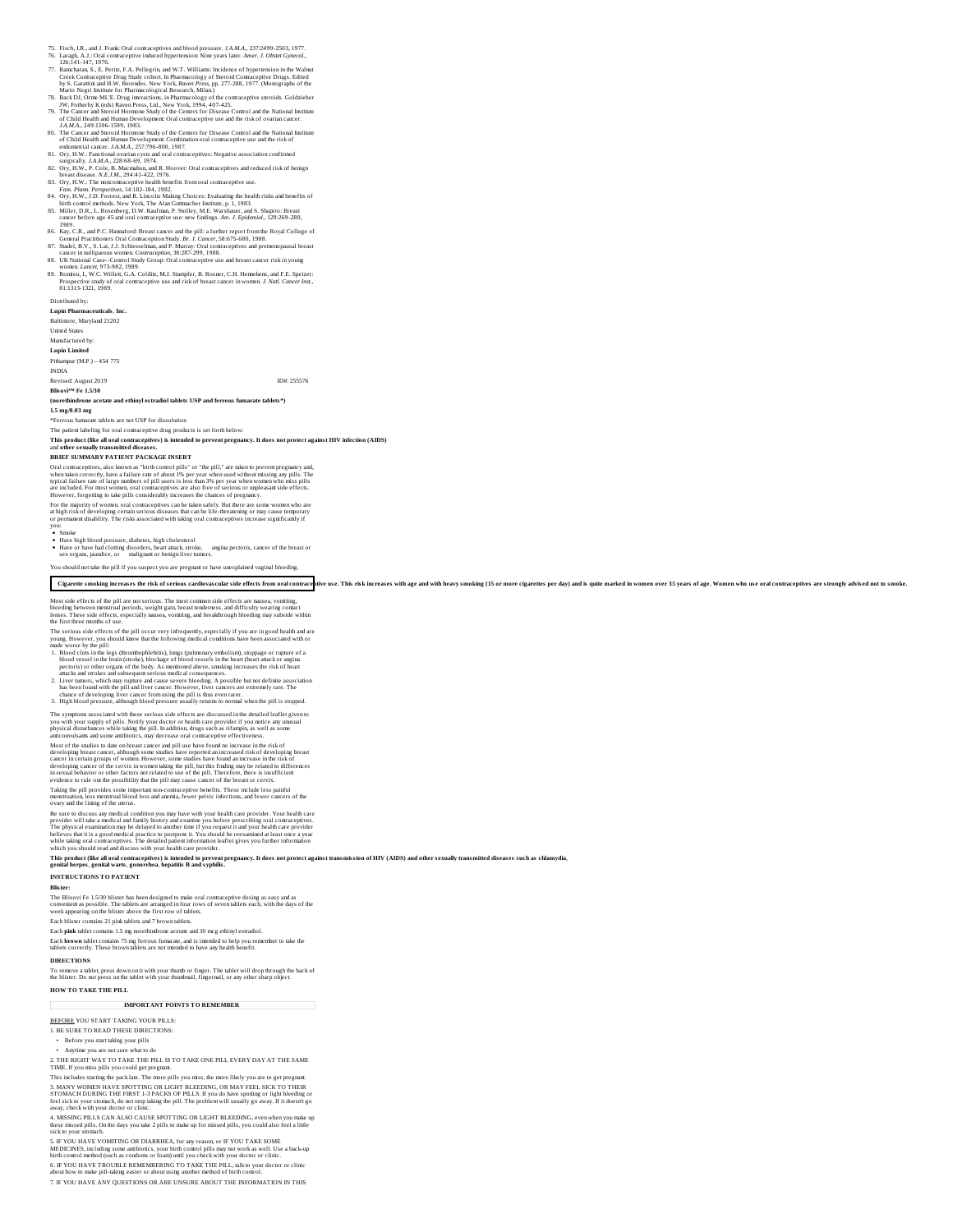75. Fisch, I.R., and J. Frank: Oral contraceptives and blood pressure. *J.A.M.A.*, 237:2499-2503, 1977.
76. Laragh, A.J.: Oral contraceptive induced hypertension: Nine years later. *Amer. J. Obstet Gynecol.*, 126:141-147, 1976.
77. Ramcharan, S., E. Peritz, F.A. Pellegrin, and W.T. Williams: Incidence of hypertension in the Walnut Creek Contraceptive Drug Study cohort. In Pharmacology of Steroid Contraceptive Drugs. Edited by S. Garattini and H.W. Berendes. New York, *Raven Press*, pp. 277-288, 1977. (Monographs of the Mario Negri Institute for Pharmacological Research, Milan.)
78. Back DJ, Orme ML'E. Drug interactions, in Pharmacology of the contraceptive steroids. Goldzieher JW, Fotherby K (eds) Raven Press, Ltd., New York, 1994, 407-425.
79. The Cancer and Steroid Hormone Study of the Centers for Disease Control and the National Institute of Child Health and Human Development: Oral contraceptive use and the risk of ovarian cancer. *J.A.M.A.*, 249:1596-1599, 1983.
80. The Cancer and Steroid Hormone Study of the Centers for Disease Control and the National Institute of Child Health and Human Development: Combination oral contraceptive use and the risk of endometrial cancer. *J.A.M.A.*, 257:796-800, 1987.
81. Ory, H.W.: Functional ovarian cysts and oral contraceptives: Negative association confirmed surgically. *J.A.M.A.*, 228:68-69, 1974.
82. Ory, H.W., P. Cole, B. Macmahon, and R. Hoover: Oral contraceptives and reduced risk of benign breast disease. *N.E.J.M.*, 294:41-422, 1976.
83. Ory, H.W.: The noncontraceptive health benefits from oral contraceptive use. *Fam. Plann. Perspectives*, 14:182-184, 1982.
84. Ory, H.W., J.D. Forrest, and R. Lincoln: Making Choices: Evaluating the health risks and benefits of birth control methods. New York, The Alan Guttmacher Institute, p. 1, 1983.
85. Miller, D.R., L. Rosenberg, D.W. Kaufman, P. Stolley, M.E. Warshauer, and S. Shapiro: Breast cancer before age 45 and oral contraceptive use: new findings. *Am. J. Epidemiol.*, 129:269-280, 1989.
86. Kay, C.R., and P.C. Hannaford: Breast cancer and the pill: a further report from the Royal College of General Practitioners Oral Contraception Study. *Br. J. Cancer*, 58:675-680, 1988.
87. Stadel, B.V., S. Lai, J.J. Schlesselman, and P. Murray: Oral contraceptives and premenopausal breast cancer in nulliparous women. *Contraception*, 38:287-299, 1988.
88. UK National Case--Control Study Group: Oral contraceptive use and breast cancer risk in young women. *Lancet*, 973-982, 1989.
89. Romieu, I., W.C. Willett, G.A. Colditz, M.J. Stampfer, B. Rosner, C.H. Hennekens, and F.E. Speizer: Prospective study of oral contraceptive use and risk of breast cancer in women. *J. Natl. Cancer Inst.*, 81:1313-1321, 1989.

Distributed by:

**Lupin Pharmaceuticals, Inc.**

Baltimore, Maryland 21202

United States

Manufactured by:

**Lupin Limited**

Pithampur (M.P.) – 454 775

INDIA

Revised: August 2019 ID#: 255576

**Blisovi™ Fe 1.5/30**

**(norethindrone acetate and ethinyl estradiol tablets USP and ferrous fumarate tablets*)**

**1.5 mg/0.03 mg**

*Ferrous fumarate tablets are not USP for dissolution

The patient labeling for oral contraceptive drug products is set forth below:

**This product (like all oral contraceptives) is intended to prevent pregnancy. It does not protect against HIV infection (AIDS)** and **other sexually transmitted diseases.**

**BRIEF SUMMARY PATIENT PACKAGE INSERT**

Oral contraceptives, also known as "birth control pills" or "the pill," are taken to prevent pregnancy and, when taken correctly, have a failure rate of about 1% per year when used without missing any pills. The typical failure rate of large numbers of pill users is less than 3% per year when women who miss pills are included. For most women, oral contraceptives are also free of serious or unpleasant side effects. However, forgetting to take pills considerably increases the chances of pregnancy.

For the majority of women, oral contraceptives can be taken safely. But there are some women who are at high risk of developing certain serious diseases that can be life-threatening or may cause temporary or permanent disability. The risks associated with taking oral contraceptives increase significantly if you:

- Smoke
- Have high blood pressure, diabetes, high cholesterol
- Have or have had clotting disorders, heart attack, stroke, angina pectoris, cancer of the breast or sex organs, jaundice, or malignant or benign liver tumors.

You should not take the pill if you suspect you are pregnant or have unexplained vaginal bleeding.

**Cigarette smoking increases the risk of serious cardiovascular side effects from oral contraceptive use. This risk increases with age and with heavy smoking (15 or more cigarettes per day) and is quite marked in women over 35 years of age. Women who use oral contraceptives are strongly advised not to smoke.**

Most side effects of the pill are not serious. The most common side effects are nausea, vomiting, bleeding between menstrual periods, weight gain, breast tenderness, and difficulty wearing contact lenses. These side effects, especially nausea, vomiting, and breakthrough bleeding may subside within the first three months of use.

The serious side effects of the pill occur very infrequently, especially if you are in good health and are young. However, you should know that the following medical conditions have been associated with or made worse by the pill:

1. Blood clots in the legs (thrombophlebitis), lungs (pulmonary embolism), stoppage or rupture of a blood vessel in the brain (stroke), blockage of blood vessels in the heart (heart attack or angina pectoris) or other organs of the body. As mentioned above, smoking increases the risk of heart attacks and strokes and subsequent serious medical consequences.
2. Liver tumors, which may rupture and cause severe bleeding. A possible but not definite association has been found with the pill and liver cancer. However, liver cancers are extremely rare. The chance of developing liver cancer from using the pill is thus even rarer.
3. High blood pressure, although blood pressure usually returns to normal when the pill is stopped.

The symptoms associated with these serious side effects are discussed in the detailed leaflet given to you with your supply of pills. Notify your doctor or health care provider if you notice any unusual physical disturbances while taking the pill. In addition, drugs such as rifampin, as well as some anticonvulsants and some antibiotics, may decrease oral contraceptive effectiveness.

Most of the studies to date on breast cancer and pill use have found no increase in the risk of developing breast cancer, although some studies have reported an increased risk of developing breast cancer in certain groups of women. However, some studies have found an increase in the risk of developing cancer of the cervix in women taking the pill, but this finding may be related to differences in sexual behavior or other factors not related to use of the pill. Therefore, there is insufficient evidence to rule out the possibility that the pill may cause cancer of the breast or cervix.

Taking the pill provides some important non-contraceptive benefits. These include less painful menstruation, less menstrual blood loss and anemia, fewer pelvic infections, and fewer cancers of the ovary and the lining of the uterus.

Be sure to discuss any medical condition you may have with your health care provider. Your health care provider will take a medical and family history and examine you before prescribing oral contraceptives. The physical examination may be delayed to another time if you request it and your health care provider believes that it is a good medical practice to postpone it. You should be reexamined at least once a year while taking oral contraceptives. The detailed patient information leaflet gives you further information which you should read and discuss with your health care provider.

**This product (like all oral contraceptives) is intended to prevent pregnancy. It does not protect against transmission of HIV (AIDS) and other sexually transmitted diseases such as chlamydia, genital herpes, genital warts, gonorrhea, hepatitis B and syphilis.**

**INSTRUCTIONS TO PATIENT**

**Blister:**

The Blisovi Fe 1.5/30 blister has been designed to make oral contraceptive dosing as easy and as convenient as possible. The tablets are arranged in four rows of seven tablets each, with the days of the week appearing on the blister above the first row of tablets.

Each blister contains 21 pink tablets and 7 brown tablets.

Each **pink** tablet contains 1.5 mg norethindrone acetate and 30 mcg ethinyl estradiol.

Each **brown** tablet contains 75 mg ferrous fumarate, and is intended to help you remember to take the tablets correctly. These brown tablets are not intended to have any health benefit.

**DIRECTIONS**

To remove a tablet, press down on it with your thumb or finger. The tablet will drop through the back of the blister. Do not press on the tablet with your thumbnail, fingernail, or any other sharp object.

**HOW TO TAKE THE PILL**

**IMPORTANT POINTS TO REMEMBER**

BEFORE YOU START TAKING YOUR PILLS:

1. BE SURE TO READ THESE DIRECTIONS:
   - Before you start taking your pills
   - Anytime you are not sure what to do

2. THE RIGHT WAY TO TAKE THE PILL IS TO TAKE ONE PILL EVERY DAY AT THE SAME TIME. If you miss pills you could get pregnant.

This includes starting the pack late. The more pills you miss, the more likely you are to get pregnant.

3. MANY WOMEN HAVE SPOTTING OR LIGHT BLEEDING, OR MAY FEEL SICK TO THEIR STOMACH DURING THE FIRST 1-3 PACKS OF PILLS. If you do have spotting or light bleeding or feel sick to your stomach, do not stop taking the pill. The problem will usually go away. If it doesn't go away, check with your doctor or clinic.

4. MISSING PILLS CAN ALSO CAUSE SPOTTING OR LIGHT BLEEDING, even when you make up these missed pills. On the days you take 2 pills to make up for missed pills, you could also feel a little sick to your stomach.

5. IF YOU HAVE VOMITING OR DIARRHEA, for any reason, or IF YOU TAKE SOME MEDICINES, including some antibiotics, your birth control pills may not work as well. Use a back-up birth control method (such as condoms or foam) until you check with your doctor or clinic.

6. IF YOU HAVE TROUBLE REMEMBERING TO TAKE THE PILL, talk to your doctor or clinic about how to make pill-taking easier or about using another method of birth control.

7. IF YOU HAVE ANY QUESTIONS OR ARE UNSURE ABOUT THE INFORMATION IN THIS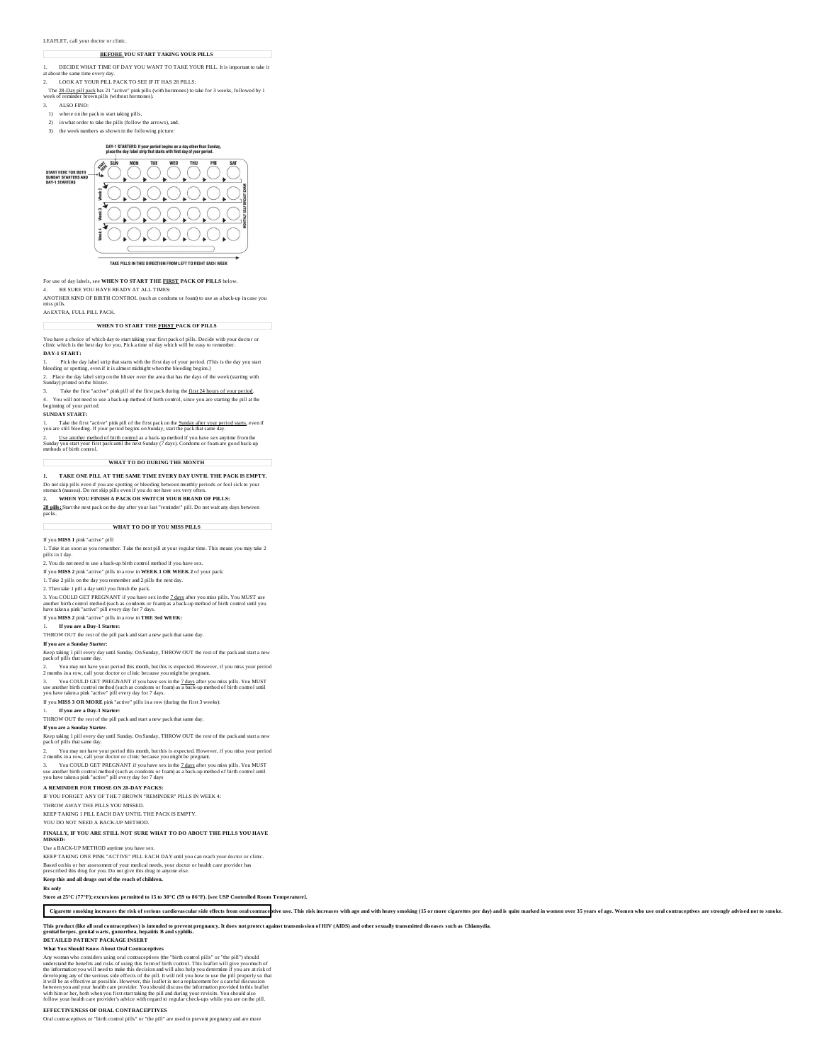LEAFLET, call your doctor or clinic.

## BEFORE YOU START TAKING YOUR PILLS

1. DECIDE WHAT TIME OF DAY YOU WANT TO TAKE YOUR PILL. It is important to take it at about the same time every day.

2. LOOK AT YOUR PILL PACK TO SEE IF IT HAS 28 PILLS:

The 28-Day pill pack has 21 "active" pink pills (with hormones) to take for 3 weeks, followed by 1 week of reminder brown pills (without hormones).

3. ALSO FIND:

1) where on the pack to start taking pills,
2) in what order to take the pills (follow the arrows), and.
3) the week numbers as shown in the following picture:

DAY-1 STARTERS: If your period begins on a day other than Sunday, place the day label strip that starts with first day of your period.

START HERE FOR BOTH SUNDAY STARTERS AND DAY-1 STARTERS

SUN MON TUE WED THU FRI SAT

Week 2 Week 3 Week 4

MONTHLY SELF BREAST EXAM

TAKE PILLS IN THIS DIRECTION FROM LEFT TO RIGHT EACH WEEK

For use of day labels, see **WHEN TO START THE FIRST PACK OF PILLS** below.

4. BE SURE YOU HAVE READY AT ALL TIMES:

ANOTHER KIND OF BIRTH CONTROL (such as condoms or foam) to use as a back-up in case you miss pills.

An EXTRA, FULL PILL PACK.

## WHEN TO START THE FIRST PACK OF PILLS

You have a choice of which day to start taking your first pack of pills. Decide with your doctor or clinic which is the best day for you. Pick a time of day which will be easy to remember.

**DAY-1 START:**

1. Pick the day label strip that starts with the first day of your period. (This is the day you start bleeding or spotting, even if it is almost midnight when the bleeding begins.)

2. Place the day label strip on the blister over the area that has the days of the week (starting with Sunday) printed on the blister.

3. Take the first "active" pink pill of the first pack during the first 24 hours of your period.

4. You will not need to use a back-up method of birth control, since you are starting the pill at the beginning of your period.

**SUNDAY START:**

1. Take the first "active" pink pill of the first pack on the Sunday after your period starts, even if you are still bleeding. If your period begins on Sunday, start the pack that same day.

2. Use another method of birth control as a back-up method if you have sex anytime from the Sunday you start your first pack until the next Sunday (7 days). Condoms or foam are good back-up methods of birth control.

## WHAT TO DO DURING THE MONTH

**1. TAKE ONE PILL AT THE SAME TIME EVERY DAY UNTIL THE PACK IS EMPTY.**

Do not skip pills even if you are spotting or bleeding between monthly periods or feel sick to your stomach (nausea). Do not skip pills even if you do not have sex very often.

**2. WHEN YOU FINISH A PACK OR SWITCH YOUR BRAND OF PILLS:**

**28 pills:** Start the next pack on the day after your last "reminder" pill. Do not wait any days between packs.

## WHAT TO DO IF YOU MISS PILLS

If you **MISS 1** pink "active" pill:

1. Take it as soon as you remember. Take the next pill at your regular time. This means you may take 2 pills in 1 day.

2. You do not need to use a back-up birth control method if you have sex.

If you **MISS 2** pink "active" pills in a row in **WEEK 1 OR WEEK 2** of your pack:

1. Take 2 pills on the day you remember and 2 pills the next day.

2. Then take 1 pill a day until you finish the pack.

3. You COULD GET PREGNANT if you have sex in the 7 days after you miss pills. You MUST use another birth control method (such as condoms or foam) as a back-up method of birth control until you have taken a pink "active" pill every day for 7 days.

If you **MISS 2** pink "active" pills in a row in **THE 3rd WEEK:**

1. **If you are a Day-1 Starter:**

THROW OUT the rest of the pill pack and start a new pack that same day.

**If you are a Sunday Starter:**

Keep taking 1 pill every day until Sunday. On Sunday, THROW OUT the rest of the pack and start a new pack of pills that same day.

2. You may not have your period this month, but this is expected. However, if you miss your period 2 months in a row, call your doctor or clinic because you might be pregnant.

3. You COULD GET PREGNANT if you have sex in the 7 days after you miss pills. You MUST use another birth control method (such as condoms or foam) as a back-up method of birth control until you have taken a pink "active" pill every day for 7 days.

If you **MISS 3 OR MORE** pink "active" pills in a row (during the first 3 weeks):

1. **If you are a Day-1 Starter:**

THROW OUT the rest of the pill pack and start a new pack that same day.

**If you are a Sunday Starter.**

Keep taking 1 pill every day until Sunday. On Sunday, THROW OUT the rest of the pack and start a new pack of pills that same day.

2. You may not have your period this month, but this is expected. However, if you miss your period 2 months in a row, call your doctor or clinic because you might be pregnant.

3. You COULD GET PREGNANT if you have sex in the 7 days after you miss pills. You MUST use another birth control method (such as condoms or foam) as a back-up method of birth control until you have taken a pink "active" pill every day for 7 days

**A REMINDER FOR THOSE ON 28-DAY PACKS:**

IF YOU FORGET ANY OF THE 7 BROWN "REMINDER" PILLS IN WEEK 4:

THROW AWAY THE PILLS YOU MISSED.

KEEP TAKING 1 PILL EACH DAY UNTIL THE PACK IS EMPTY.

YOU DO NOT NEED A BACK-UP METHOD.

**FINALLY, IF YOU ARE STILL NOT SURE WHAT TO DO ABOUT THE PILLS YOU HAVE MISSED:**

Use a BACK-UP METHOD anytime you have sex.

KEEP TAKING ONE PINK "ACTIVE" PILL EACH DAY until you can reach your doctor or clinic.

Based on his or her assessment of your medical needs, your doctor or health care provider has prescribed this drug for you. Do not give this drug to anyone else.

**Keep this and all drugs out of the reach of children.**

**Rx only**

**Store at 25°C (77°F); excursions permitted to 15 to 30°C (59 to 86°F). [see USP Controlled Room Temperature].**

**Cigarette smoking increases the risk of serious cardiovascular side effects from oral contraceptive use. This risk increases with age and with heavy smoking (15 or more cigarettes per day) and is quite marked in women over 35 years of age. Women who use oral contraceptives are strongly advised not to smoke.**

**This product (like all oral contraceptives) is intended to prevent pregnancy. It does not protect against transmission of HIV (AIDS) and other sexually transmitted diseases such as Chlamydia, genital herpes, genital warts, gonorrhea, hepatitis B and syphilis.**

## DETAILED PATIENT PACKAGE INSERT

### What You Should Know About Oral Contraceptives

Any woman who considers using oral contraceptives (the "birth control pills" or "the pill") should understand the benefits and risks of using this form of birth control. This leaflet will give you much of the information you will need to make this decision and will also help you determine if you are at risk of developing any of the serious side effects of the pill. It will tell you how to use the pill properly so that it will be as effective as possible. However, this leaflet is not a replacement for a careful discussion between you and your health care provider. You should discuss the information provided in this leaflet with him or her, both when you first start taking the pill and during your revisits. You should also follow your health care provider's advice with regard to regular check-ups while you are on the pill.

### EFFECTIVENESS OF ORAL CONTRACEPTIVES

Oral contraceptives or "birth control pills" or "the pill" are used to prevent pregnancy and are more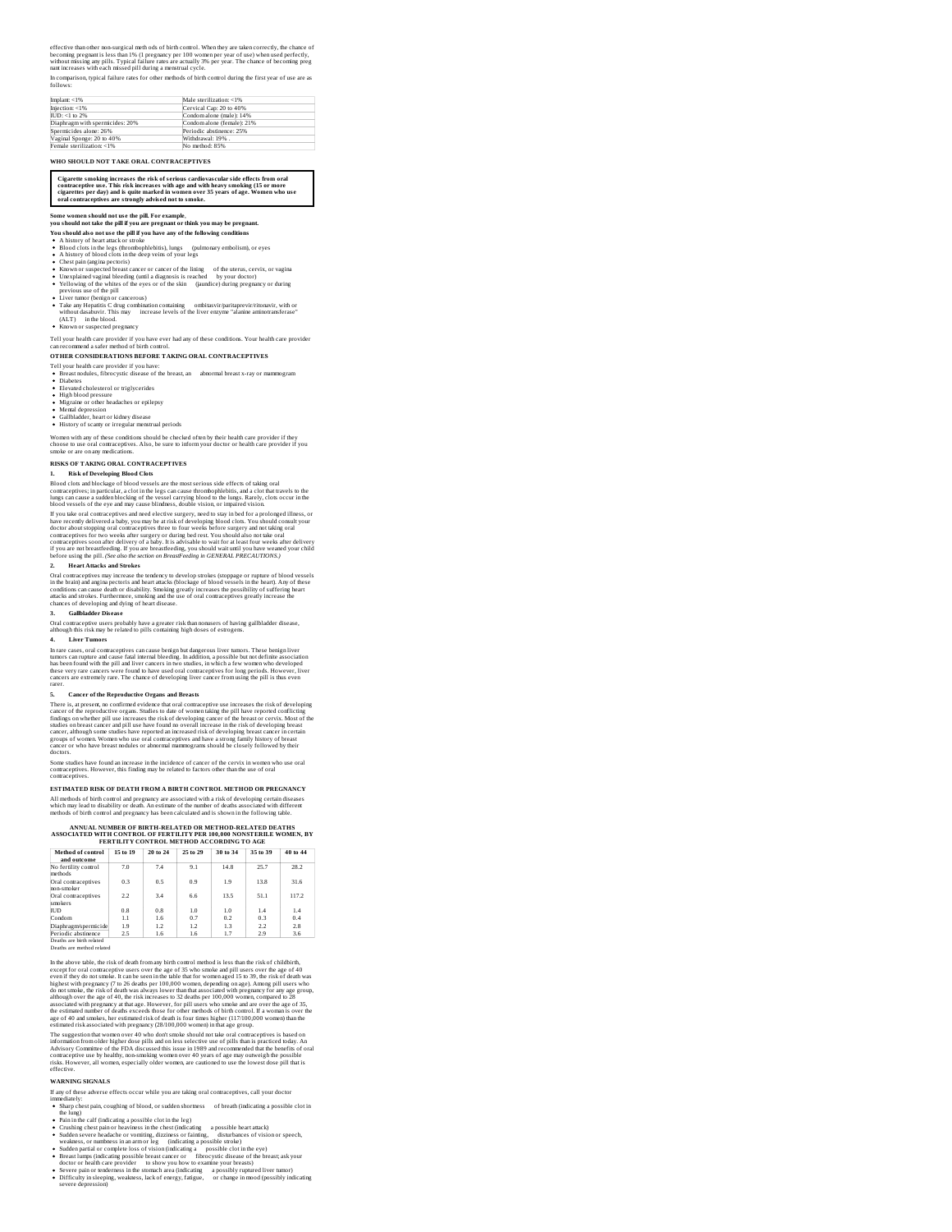effective than other non-surgical methods of birth control. When they are taken correctly, the chance of becoming pregnant is less than 1% (1 pregnancy per 100 women per year of use) when used perfectly, without missing any pills. Typical failure rates are actually 3% per year. The chance of becoming pregnant increases with each missed pill during a menstrual cycle.

In comparison, typical failure rates for other methods of birth control during the first year of use are as follows:

| | |
|---|---|
| Implant: <1% | Male sterilization: <1% |
| Injection: <1% | Cervical Cap: 20 to 40% |
| IUD: <1 to 2% | Condom alone (male): 14% |
| Diaphragm with spermicides: 20% | Condom alone (female): 21% |
| Spermicides alone: 26% | Periodic abstinence: 25% |
| Vaginal Sponge: 20 to 40% | Withdrawal: 19%. |
| Female sterilization: <1% | No method: 85% |

## WHO SHOULD NOT TAKE ORAL CONTRACEPTIVES

**Cigarette smoking increases the risk of serious cardiovascular side effects from oral contraceptive use. This risk increases with age and with heavy smoking (15 or more cigarettes per day) and is quite marked in women over 35 years of age. Women who use oral contraceptives are strongly advised not to smoke.**

**Some women should not use the pill. For example, you should not take the pill if you are pregnant or think you may be pregnant.**

**You should also not use the pill if you have any of the following conditions**

- A history of heart attack or stroke
- Blood clots in the legs (thrombophlebitis), lungs (pulmonary embolism), or eyes
- A history of blood clots in the deep veins of your legs
- Chest pain (angina pectoris)
- Known or suspected breast cancer or cancer of the lining of the uterus, cervix, or vagina
- Unexplained vaginal bleeding (until a diagnosis is reached by your doctor)
- Yellowing of the whites of the eyes or of the skin (jaundice) during pregnancy or during previous use of the pill
- Liver tumor (benign or cancerous)
- Take any Hepatitis C drug combination containing ombitasvir/paritaprevir/ritonavir, with or without dasabuvir. This may increase levels of the liver enzyme "alanine aminotransferase" (ALT) in the blood.
- Known or suspected pregnancy

Tell your health care provider if you have ever had any of these conditions. Your health care provider can recommend a safer method of birth control.

## OTHER CONSIDERATIONS BEFORE TAKING ORAL CONTRACEPTIVES

Tell your health care provider if you have:

- Breast nodules, fibrocystic disease of the breast, an abnormal breast x-ray or mammogram
- Diabetes
- Elevated cholesterol or triglycerides
- High blood pressure
- Migraine or other headaches or epilepsy
- Mental depression
- Gallbladder, heart or kidney disease
- History of scanty or irregular menstrual periods

Women with any of these conditions should be checked often by their health care provider if they choose to use oral contraceptives. Also, be sure to inform your doctor or health care provider if you smoke or are on any medications.

## RISKS OF TAKING ORAL CONTRACEPTIVES

### 1. Risk of Developing Blood Clots

Blood clots and blockage of blood vessels are the most serious side effects of taking oral contraceptives; in particular, a clot in the legs can cause thrombophlebitis, and a clot that travels to the lungs can cause a sudden blocking of the vessel carrying blood to the lungs. Rarely, clots occur in the blood vessels of the eye and may cause blindness, double vision, or impaired vision.

If you take oral contraceptives and need elective surgery, need to stay in bed for a prolonged illness, or have recently delivered a baby, you may be at risk of developing blood clots. You should consult your doctor about stopping oral contraceptives three to four weeks before surgery and not taking oral contraceptives for two weeks after surgery or during bed rest. You should also not take oral contraceptives soon after delivery of a baby. It is advisable to wait for at least four weeks after delivery if you are not breastfeeding. If you are breastfeeding, you should wait until you have weaned your child before using the pill. *(See also the section on Breast Feeding in GENERAL PRECAUTIONS.)*

### 2. Heart Attacks and Strokes

Oral contraceptives may increase the tendency to develop strokes (stoppage or rupture of blood vessels in the brain) and angina pectoris and heart attacks (blockage of blood vessels in the heart). Any of these conditions can cause death or disability. Smoking greatly increases the possibility of suffering heart attacks and strokes. Furthermore, smoking and the use of oral contraceptives greatly increase the chances of developing and dying of heart disease.

### 3. Gallbladder Disease

Oral contraceptive users probably have a greater risk than nonusers of having gallbladder disease, although this risk may be related to pills containing high doses of estrogens.

### 4. Liver Tumors

In rare cases, oral contraceptives can cause benign but dangerous liver tumors. These benign liver tumors can rupture and cause fatal internal bleeding. In addition, a possible but not definite association has been found with the pill and liver cancers in two studies, in which a few women who developed these very rare cancers were found to have used oral contraceptives for long periods. However, liver cancers are extremely rare. The chance of developing liver cancer from using the pill is thus even rarer.

### 5. Cancer of the Reproductive Organs and Breasts

There is, at present, no confirmed evidence that oral contraceptive use increases the risk of developing cancer of the reproductive organs. Studies to date of women taking the pill have reported conflicting findings on whether pill use increases the risk of developing cancer of the breast or cervix. Most of the studies on breast cancer and pill use have found no overall increase in the risk of developing breast cancer, although some studies have reported an increased risk of developing breast cancer in certain groups of women. Women who use oral contraceptives and have a strong family history of breast cancer or who have breast nodules or abnormal mammograms should be closely followed by their doctors.

Some studies have found an increase in the incidence of cancer of the cervix in women who use oral contraceptives. However, this finding may be related to factors other than the use of oral contraceptives.

## ESTIMATED RISK OF DEATH FROM A BIRTH CONTROL METHOD OR PREGNANCY

All methods of birth control and pregnancy are associated with a risk of developing certain diseases which may lead to disability or death. An estimate of the number of deaths associated with different methods of birth control and pregnancy has been calculated and is shown in the following table.

**ANNUAL NUMBER OF BIRTH-RELATED OR METHOD-RELATED DEATHS ASSOCIATED WITH CONTROL OF FERTILITY PER 100,000 NONSTERILE WOMEN, BY FERTILITY CONTROL METHOD ACCORDING TO AGE**

| Method of control and outcome | 15 to 19 | 20 to 24 | 25 to 29 | 30 to 34 | 35 to 39 | 40 to 44 |
|---|---|---|---|---|---|---|
| No fertility control methods | 7.0 | 7.4 | 9.1 | 14.8 | 25.7 | 28.2 |
| Oral contraceptives non-smoker | 0.3 | 0.5 | 0.9 | 1.9 | 13.8 | 31.6 |
| Oral contraceptives smokers | 2.2 | 3.4 | 6.6 | 13.5 | 51.1 | 117.2 |
| IUD | 0.8 | 0.8 | 1.0 | 1.0 | 1.4 | 1.4 |
| Condom | 1.1 | 1.6 | 0.7 | 0.2 | 0.3 | 0.4 |
| Diaphragm/spermicide | 1.9 | 1.2 | 1.2 | 1.3 | 2.2 | 2.8 |
| Periodic abstinence | 2.5 | 1.6 | 1.6 | 1.7 | 2.9 | 3.6 |

Deaths are birth related
Deaths are method related

In the above table, the risk of death from any birth control method is less than the risk of childbirth, except for oral contraceptive users over the age of 35 who smoke and pill users over the age of 40 even if they do not smoke. It can be seen in the table that for women aged 15 to 39, the risk of death was highest with pregnancy (7 to 26 deaths per 100,000 women, depending on age). Among pill users who do not smoke, the risk of death was always lower than that associated with pregnancy for any age group, although over the age of 40, the risk increases to 32 deaths per 100,000 women, compared to 28 associated with pregnancy at that age. However, for pill users who smoke and are over the age of 35, the estimated number of deaths exceeds those for other methods of birth control. If a woman is over the age of 40 and smokes, her estimated risk of death is four times higher (117/100,000 women) than the estimated risk associated with pregnancy (28/100,000 women) in that age group.

The suggestion that women over 40 who don't smoke should not take oral contraceptives is based on information from older higher dose pills and on less selective use of pills than is practiced today. An Advisory Committee of the FDA discussed this issue in 1989 and recommended that the benefits of oral contraceptive use by healthy, non-smoking women over 40 years of age may outweigh the possible risks. However, all women, especially older women, are cautioned to use the lowest dose pill that is effective.

## WARNING SIGNALS

If any of these adverse effects occur while you are taking oral contraceptives, call your doctor immediately:

- Sharp chest pain, coughing of blood, or sudden shortness of breath (indicating a possible clot in the lung)
- Pain in the calf (indicating a possible clot in the leg)
- Crushing chest pain or heaviness in the chest (indicating a possible heart attack)
- Sudden severe headache or vomiting, dizziness or fainting, disturbances of vision or speech, weakness, or numbness in an arm or leg (indicating a possible stroke)
- Sudden partial or complete loss of vision (indicating a possible clot in the eye)
- Breast lumps (indicating possible breast cancer or fibrocystic disease of the breast; ask your doctor or health care provider to show you how to examine your breasts)
- Severe pain or tenderness in the stomach area (indicating a possibly ruptured liver tumor)
- Difficulty in sleeping, weakness, lack of energy, fatigue, or change in mood (possibly indicating severe depression)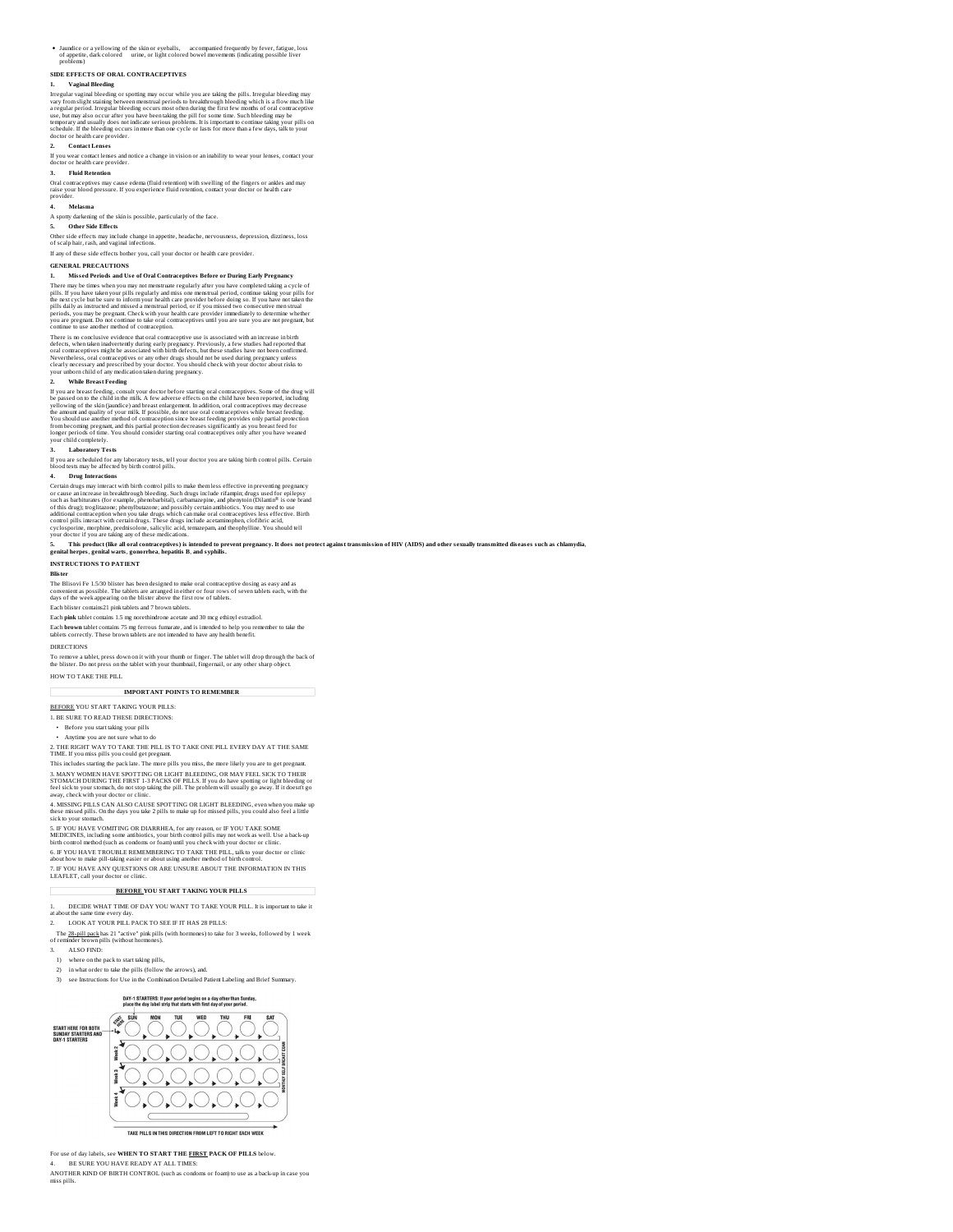- Jaundice or a yellowing of the skin or eyeballs, accompanied frequently by fever, fatigue, loss of appetite, dark colored urine, or light colored bowel movements (indicating possible liver problems)

## SIDE EFFECTS OF ORAL CONTRACEPTIVES

### 1. Vaginal Bleeding

Irregular vaginal bleeding or spotting may occur while you are taking the pills. Irregular bleeding may vary from slight staining between menstrual periods to breakthrough bleeding which is a flow much like a regular period. Irregular bleeding occurs most often during the first few months of oral contraceptive use, but may also occur after you have been taking the pill for some time. Such bleeding may be temporary and usually does not indicate serious problems. It is important to continue taking your pills on schedule. If the bleeding occurs in more than one cycle or lasts for more than a few days, talk to your doctor or health care provider.

### 2. Contact Lenses

If you wear contact lenses and notice a change in vision or an inability to wear your lenses, contact your doctor or health care provider.

### 3. Fluid Retention

Oral contraceptives may cause edema (fluid retention) with swelling of the fingers or ankles and may raise your blood pressure. If you experience fluid retention, contact your doctor or health care provider.

### 4. Melasma

A spotty darkening of the skin is possible, particularly of the face.

### 5. Other Side Effects

Other side effects may include change in appetite, headache, nervousness, depression, dizziness, loss of scalp hair, rash, and vaginal infections.

If any of these side effects bother you, call your doctor or health care provider.

## GENERAL PRECAUTIONS

### 1. Missed Periods and Use of Oral Contraceptives Before or During Early Pregnancy

There may be times when you may not menstruate regularly after you have completed taking a cycle of pills. If you have taken your pills regularly and miss one menstrual period, continue taking your pills for the next cycle but be sure to inform your health care provider before doing so. If you have not taken the pills daily as instructed and missed a menstrual period, or if you missed two consecutive menstrual periods, you may be pregnant. Check with your health care provider immediately to determine whether you are pregnant. Do not continue to take oral contraceptives until you are sure you are not pregnant, but continue to use another method of contraception.

There is no conclusive evidence that oral contraceptive use is associated with an increase in birth defects, when taken inadvertently during early pregnancy. Previously, a few studies had reported that oral contraceptives might be associated with birth defects, but these studies have not been confirmed. Nevertheless, oral contraceptives or any other drugs should not be used during pregnancy unless clearly necessary and prescribed by your doctor. You should check with your doctor about risks to your unborn child of any medication taken during pregnancy.

### 2. While Breast Feeding

If you are breast feeding, consult your doctor before starting oral contraceptives. Some of the drug will be passed on to the child in the milk. A few adverse effects on the child have been reported, including yellowing of the skin (jaundice) and breast enlargement. In addition, oral contraceptives may decrease the amount and quality of your milk. If possible, do not use oral contraceptives while breast feeding. You should use another method of contraception since breast feeding provides only partial protection from becoming pregnant, and this partial protection decreases significantly as you breast feed for longer periods of time. You should consider starting oral contraceptives only after you have weaned your child completely.

### 3. Laboratory Tests

If you are scheduled for any laboratory tests, tell your doctor you are taking birth control pills. Certain blood tests may be affected by birth control pills.

### 4. Drug Interactions

Certain drugs may interact with birth control pills to make them less effective in preventing pregnancy or cause an increase in breakthrough bleeding. Such drugs include rifampin; drugs used for epilepsy such as barbiturates (for example, phenobarbital), carbamazepine, and phenytoin (Dilantin® is one brand of this drug); troglitazone; phenylbutazone; and possibly certain antibiotics. You may need to use additional contraception when you take drugs which can make oral contraceptives less effective. Birth control pills interact with certain drugs. These drugs include acetaminophen, clofibric acid, cyclosporine, morphine, prednisolone, salicylic acid, temazepam, and theophylline. You should tell your doctor if you are taking any of these medications.

**5. This product (like all oral contraceptives) is intended to prevent pregnancy. It does not protect against transmission of HIV (AIDS) and other sexually transmitted diseases such as chlamydia, genital herpes, genital warts, gonorrhea, hepatitis B, and syphilis.**

## INSTRUCTIONS TO PATIENT

### Blister

The Blisovi Fe 1.5/30 blister has been designed to make oral contraceptive dosing as easy and as convenient as possible. The tablets are arranged in either or four rows of seven tablets each, with the days of the week appearing on the blister above the first row of tablets.

Each blister contains21 pink tablets and 7 brown tablets.

Each **pink** tablet contains 1.5 mg norethindrone acetate and 30 mcg ethinyl estradiol.

Each **brown** tablet contains 75 mg ferrous fumarate, and is intended to help you remember to take the tablets correctly. These brown tablets are not intended to have any health benefit.

DIRECTIONS

To remove a tablet, press down on it with your thumb or finger. The tablet will drop through the back of the blister. Do not press on the tablet with your thumbnail, fingernail, or any other sharp object.

HOW TO TAKE THE PILL

**IMPORTANT POINTS TO REMEMBER**

BEFORE YOU START TAKING YOUR PILLS:

1. BE SURE TO READ THESE DIRECTIONS:

- Before you start taking your pills
- Anytime you are not sure what to do

2. THE RIGHT WAY TO TAKE THE PILL IS TO TAKE ONE PILL EVERY DAY AT THE SAME TIME. If you miss pills you could get pregnant.

This includes starting the pack late. The more pills you miss, the more likely you are to get pregnant.

3. MANY WOMEN HAVE SPOTTING OR LIGHT BLEEDING, OR MAY FEEL SICK TO THEIR STOMACH DURING THE FIRST 1-3 PACKS OF PILLS. If you do have spotting or light bleeding or feel sick to your stomach, do not stop taking the pill. The problem will usually go away. If it doesn't go away, check with your doctor or clinic.

4. MISSING PILLS CAN ALSO CAUSE SPOTTING OR LIGHT BLEEDING, even when you make up these missed pills. On the days you take 2 pills to make up for missed pills, you could also feel a little sick to your stomach.

5. IF YOU HAVE VOMITING OR DIARRHEA, for any reason, or IF YOU TAKE SOME MEDICINES, including some antibiotics, your birth control pills may not work as well. Use a back-up birth control method (such as condoms or foam) until you check with your doctor or clinic.

6. IF YOU HAVE TROUBLE REMEMBERING TO TAKE THE PILL, talk to your doctor or clinic about how to make pill-taking easier or about using another method of birth control.

7. IF YOU HAVE ANY QUESTIONS OR ARE UNSURE ABOUT THE INFORMATION IN THIS LEAFLET, call your doctor or clinic.

**BEFORE YOU START TAKING YOUR PILLS**

1. DECIDE WHAT TIME OF DAY YOU WANT TO TAKE YOUR PILL. It is important to take it at about the same time every day.

2. LOOK AT YOUR PILL PACK TO SEE IF IT HAS 28 PILLS:

The 28-pill pack has 21 "active" pink pills (with hormones) to take for 3 weeks, followed by 1 week of reminder brown pills (without hormones).

3. ALSO FIND:

1) where on the pack to start taking pills,
2) in what order to take the pills (follow the arrows), and.
3) see Instructions for Use in the Combination Detailed Patient Labeling and Brief Summary.

DAY-1 STARTERS: If your period begins on a day other than Sunday, place the day label strip that starts with first day of your period.

START HERE FOR BOTH SUNDAY STARTERS AND DAY-1 STARTERS

SUN MON TUE WED THU FRI SAT

Week 2 Week 3 Week 4

MONTHLY SELF BREAST EXAM

TAKE PILLS IN THIS DIRECTION FROM LEFT TO RIGHT EACH WEEK

For use of day labels, see **WHEN TO START THE FIRST PACK OF PILLS** below.

4. BE SURE YOU HAVE READY AT ALL TIMES:

ANOTHER KIND OF BIRTH CONTROL (such as condoms or foam) to use as a back-up in case you miss pills.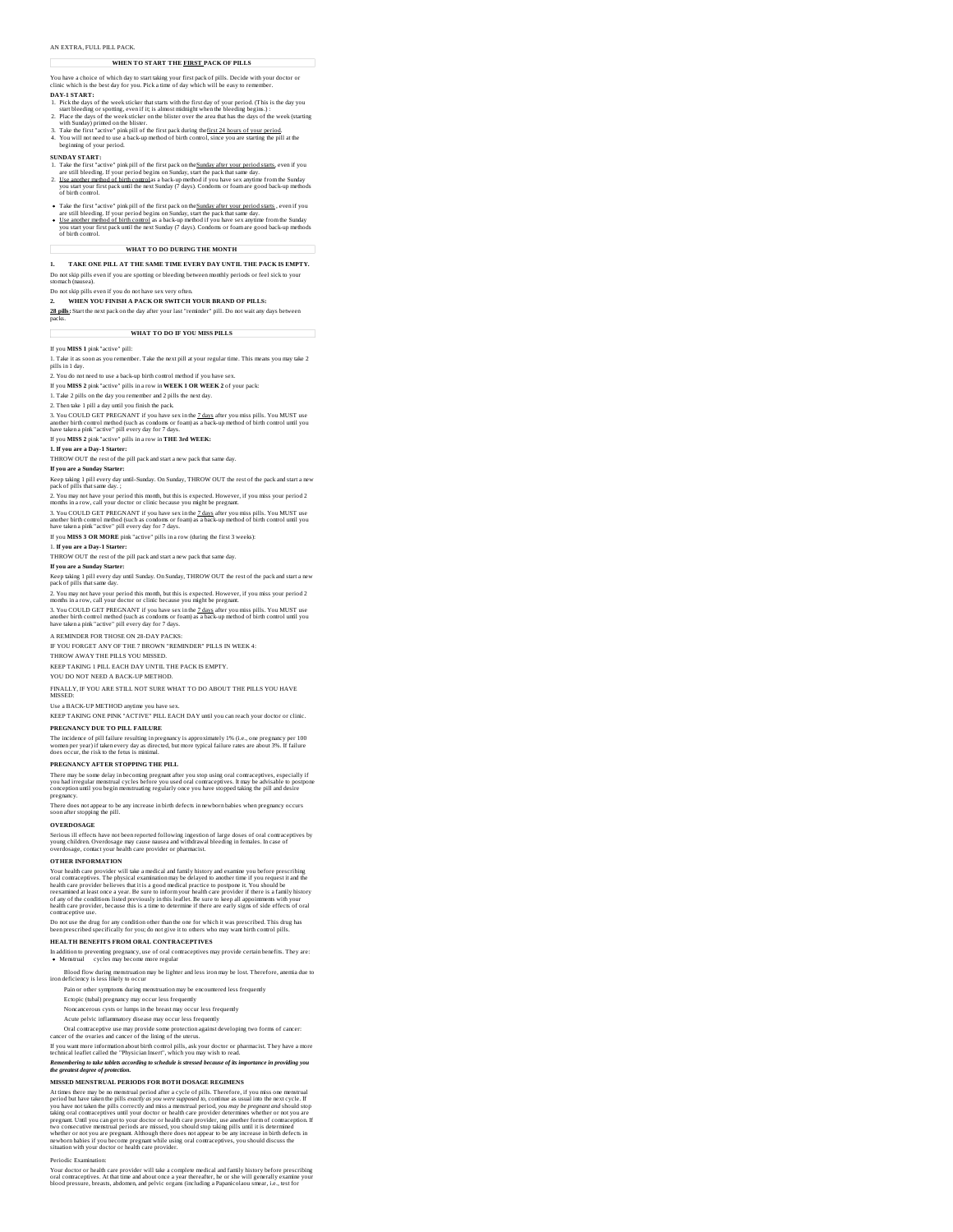AN EXTRA, FULL PILL PACK.

## WHEN TO START THE FIRST PACK OF PILLS

You have a choice of which day to start taking your first pack of pills. Decide with your doctor or clinic which is the best day for you. Pick a time of day which will be easy to remember.

**DAY-1 START:**

1. Pick the days of the week sticker that starts with the first day of your period. (This is the day you start bleeding or spotting, even if it; is almost midnight when the bleeding begins.) :
2. Place the days of the week sticker on the blister over the area that has the days of the week (starting with Sunday) printed on the blister.
3. Take the first "active" pink pill of the first pack during the first 24 hours of your period.
4. You will not need to use a back-up method of birth control, since you are starting the pill at the beginning of your period.

**SUNDAY START:**

1. Take the first "active" pink pill of the first pack on the Sunday after your period starts, even if you are still bleeding. If your period begins on Sunday, start the pack that same day.
2. Use another method of birth control as a back-up method if you have sex anytime from the Sunday you start your first pack until the next Sunday (7 days). Condoms or foam are good back-up methods of birth control.

- Take the first "active" pink pill of the first pack on the Sunday after your period starts , even if you are still bleeding. If your period begins on Sunday, start the pack that same day.
- Use another method of birth control as a back-up method if you have sex anytime from the Sunday you start your first pack until the next Sunday (7 days). Condoms or foam are good back-up methods of birth control.

## WHAT TO DO DURING THE MONTH

**1. TAKE ONE PILL AT THE SAME TIME EVERY DAY UNTIL THE PACK IS EMPTY.**

Do not skip pills even if you are spotting or bleeding between monthly periods or feel sick to your stomach (nausea).

Do not skip pills even if you do not have sex very often.

**2. WHEN YOU FINISH A PACK OR SWITCH YOUR BRAND OF PILLS:**

**28 pills:** Start the next pack on the day after your last "reminder" pill. Do not wait any days between packs.

## WHAT TO DO IF YOU MISS PILLS

If you **MISS 1** pink "active" pill:

1. Take it as soon as you remember. Take the next pill at your regular time. This means you may take 2 pills in 1 day.

2. You do not need to use a back-up birth control method if you have sex.

If you **MISS 2** pink "active" pills in a row in **WEEK 1 OR WEEK 2** of your pack:

1. Take 2 pills on the day you remember and 2 pills the next day.

2. Then take 1 pill a day until you finish the pack.

3. You COULD GET PREGNANT if you have sex in the 7 days after you miss pills. You MUST use another birth control method (such as condoms or foam) as a back-up method of birth control until you have taken a pink "active" pill every day for 7 days.

If you **MISS 2** pink "active" pills in a row in **THE 3rd WEEK:**

**1. If you are a Day-1 Starter:**

THROW OUT the rest of the pill pack and start a new pack that same day.

**If you are a Sunday Starter:**

Keep taking 1 pill every day until-Sunday. On Sunday, THROW OUT the rest of the pack and start a new pack of pills that same day. ;

2. You may not have your period this month, but this is expected. However, if you miss your period 2 months in a row, call your doctor or clinic because you might be pregnant.

3. You COULD GET PREGNANT if you have sex in the 7 days after you miss pills. You MUST use another birth control method (such as condoms or foam) as a back-up method of birth control until you have taken a pink "active" pill every day for 7 days.

If you **MISS 3 OR MORE** pink "active" pills in a row (during the first 3 weeks):

1. **If you are a Day-1 Starter:**

THROW OUT the rest of the pill pack and start a new pack that same day.

**If you are a Sunday Starter:**

Keep taking 1 pill every day until Sunday. On Sunday, THROW OUT the rest of the pack and start a new pack of pills that same day.

2. You may not have your period this month, but this is expected. However, if you miss your period 2 months in a row, call your doctor or clinic because you might be pregnant.

3. You COULD GET PREGNANT if you have sex in the 7 days after you miss pills. You MUST use another birth control method (such as condoms or foam) as a back-up method of birth control until you have taken a pink "active" pill every day for 7 days.

A REMINDER FOR THOSE ON 28-DAY PACKS:

IF YOU FORGET ANY OF THE 7 BROWN "REMINDER" PILLS IN WEEK 4:

THROW AWAY THE PILLS YOU MISSED.

KEEP TAKING 1 PILL EACH DAY UNTIL THE PACK IS EMPTY.

YOU DO NOT NEED A BACK-UP METHOD.

FINALLY, IF YOU ARE STILL NOT SURE WHAT TO DO ABOUT THE PILLS YOU HAVE MISSED:

Use a BACK-UP METHOD anytime you have sex.

KEEP TAKING ONE PINK "ACTIVE" PILL EACH DAY until you can reach your doctor or clinic.

### PREGNANCY DUE TO PILL FAILURE

The incidence of pill failure resulting in pregnancy is approximately 1% (i.e., one pregnancy per 100 women per year) if taken every day as directed, but more typical failure rates are about 3%. If failure does occur, the risk to the fetus is minimal.

### PREGNANCY AFTER STOPPING THE PILL

There may be some delay in becoming pregnant after you stop using oral contraceptives, especially if you had irregular menstrual cycles before you used oral contraceptives. It may be advisable to postpone conception until you begin menstruating regularly once you have stopped taking the pill and desire pregnancy.

There does not appear to be any increase in birth defects in newborn babies when pregnancy occurs soon after stopping the pill.

### OVERDOSAGE

Serious ill effects have not been reported following ingestion of large doses of oral contraceptives by young children. Overdosage may cause nausea and withdrawal bleeding in females. In case of overdosage, contact your health care provider or pharmacist.

### OTHER INFORMATION

Your health care provider will take a medical and family history and examine you before prescribing oral contraceptives. The physical examination may be delayed to another time if you request it and the health care provider believes that it is a good medical practice to postpone it. You should be reexamined at least once a year. Be sure to inform your health care provider if there is a family history of any of the conditions listed previously in this leaflet. Be sure to keep all appointments with your health care provider, because this is a time to determine if there are early signs of side effects of oral contraceptive use.

Do not use the drug for any condition other than the one for which it was prescribed. This drug has been prescribed specifically for you; do not give it to others who may want birth control pills.

### HEALTH BENEFITS FROM ORAL CONTRACEPTIVES

In addition to preventing pregnancy, use of oral contraceptives may provide certain benefits. They are:

- Menstrual cycles may become more regular

Blood flow during menstruation may be lighter and less iron may be lost. Therefore, anemia due to iron deficiency is less likely to occur

Pain or other symptoms during menstruation may be encountered less frequently

Ectopic (tubal) pregnancy may occur less frequently

Noncancerous cysts or lumps in the breast may occur less frequently

Acute pelvic inflammatory disease may occur less frequently

Oral contraceptive use may provide some protection against developing two forms of cancer: cancer of the ovaries and cancer of the lining of the uterus.

If you want more information about birth control pills, ask your doctor or pharmacist. They have a more technical leaflet called the "Physician Insert", which you may wish to read.

***Remembering to take tablets according to schedule is stressed because of its importance in providing you the greatest degree of protection.***

### MISSED MENSTRUAL PERIODS FOR BOTH DOSAGE REGIMENS

At times there may be no menstrual period after a cycle of pills. Therefore, if you miss one menstrual period but have taken the pills *exactly as you were supposed to*, continue as usual into the next cycle. If you have not taken the pills correctly and miss a menstrual period, *you may be pregnant* and should stop taking oral contraceptives until your doctor or health care provider determines whether or not you are pregnant. Until you can get to your doctor or health care provider, use another form of contraception. If two consecutive menstrual periods are missed, you should stop taking pills until it is determined whether or not you are pregnant. Although there does not appear to be any increase in birth defects in newborn babies if you become pregnant while using oral contraceptives, you should discuss the situation with your doctor or health care provider.

Periodic Examination:

Your doctor or health care provider will take a complete medical and family history before prescribing oral contraceptives. At that time and about once a year thereafter, he or she will generally examine your blood pressure, breasts, abdomen, and pelvic organs (including a Papanicolaou smear, i.e., test for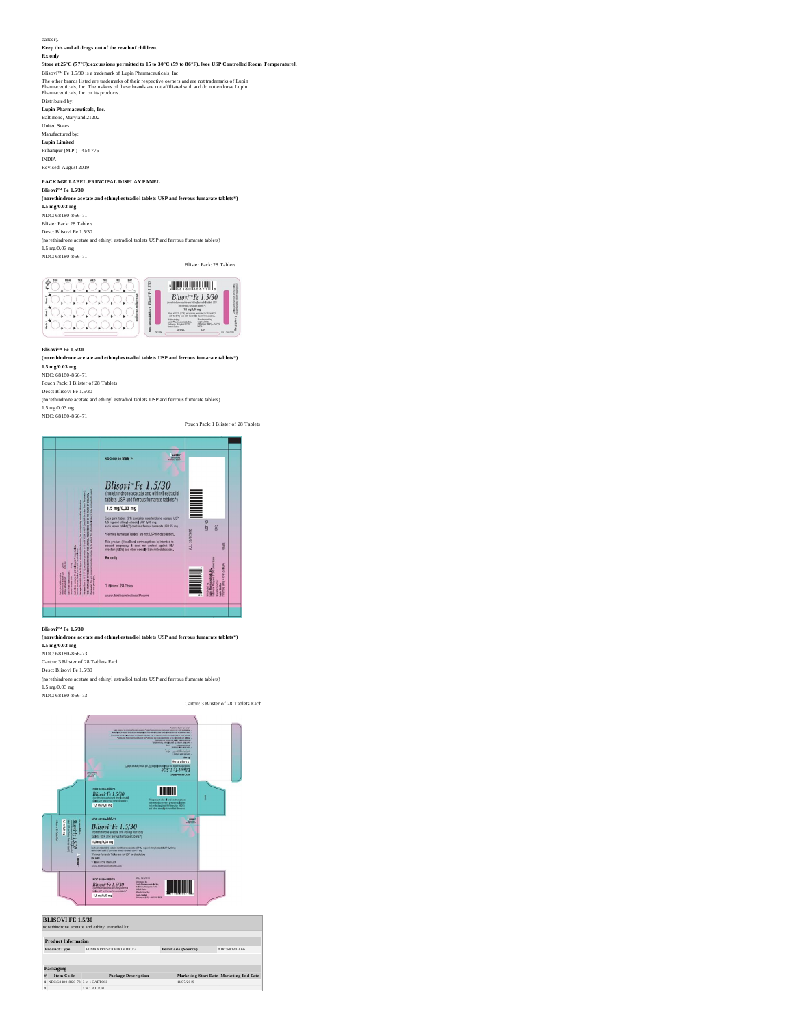cancer).

**Keep this and all drugs out of the reach of children.**

**Rx only**

**Store at 25°C (77°F); excursions permitted to 15 to 30°C (59 to 86°F). [see USP Controlled Room Temperature].**

Blisovi™ Fe 1.5/30 is a trademark of Lupin Pharmaceuticals, Inc.

The other brands listed are trademarks of their respective owners and are not trademarks of Lupin Pharmaceuticals, Inc. The makers of these brands are not affiliated with and do not endorse Lupin Pharmaceuticals, Inc. or its products.

Distributed by:

**Lupin Pharmaceuticals, Inc.**

Baltimore, Maryland 21202

United States

Manufactured by:

**Lupin Limited**

Pithampur (M.P.) - 454 775

INDIA

Revised: August 2019

**PACKAGE LABEL.PRINCIPAL DISPLAY PANEL**

**Blisovi™ Fe 1.5/30**

**(norethindrone acetate and ethinyl estradiol tablets USP and ferrous fumarate tablets*)**

**1.5 mg/0.03 mg**

NDC: 68180-866-71

Blister Pack: 28 Tablets

Desc: Blisovi Fe 1.5/30

(norethindrone acetate and ethinyl estradiol tablets USP and ferrous fumarate tablets)

1.5 mg/0.03 mg

NDC: 68180-866-71

Blister Pack: 28 Tablets

**Blisovi™ Fe 1.5/30**

**(norethindrone acetate and ethinyl estradiol tablets USP and ferrous fumarate tablets*)**

**1.5 mg/0.03 mg**

NDC: 68180-866-71

Pouch Pack: 1 Blister of 28 Tablets

Desc: Blisovi Fe 1.5/30

(norethindrone acetate and ethinyl estradiol tablets USP and ferrous fumarate tablets)

1.5 mg/0.03 mg

NDC: 68180-866-71

Pouch Pack: 1 Blister of 28 Tablets

**Blisovi™ Fe 1.5/30**

**(norethindrone acetate and ethinyl estradiol tablets USP and ferrous fumarate tablets*)**

**1.5 mg/0.03 mg**

NDC: 68180-866-73

Carton: 3 Blister of 28 Tablets Each

Desc: Blisovi Fe 1.5/30

(norethindrone acetate and ethinyl estradiol tablets USP and ferrous fumarate tablets)

1.5 mg/0.03 mg

NDC: 68180-866-73

Carton: 3 Blister of 28 Tablets Each

**BLISOVI FE 1.5/30**

norethindrone acetate and ethinyl estradiol kit

| **Product Information** | | | |
|---|---|---|---|
| **Product Type** | HUMAN PRESCRIPTION DRUG | **Item Code (Source)** | NDC:68180-866 |

| **Packaging** | | | | |
|---|---|---|---|---|
| **#** | **Item Code** | **Package Description** | **Marketing Start Date** | **Marketing End Date** |
| 1 | NDC:68180-866-73 | 1 in 1 CARTON | 11/07/2019 | |
| 1 | | 1 in 1 POUCH | | |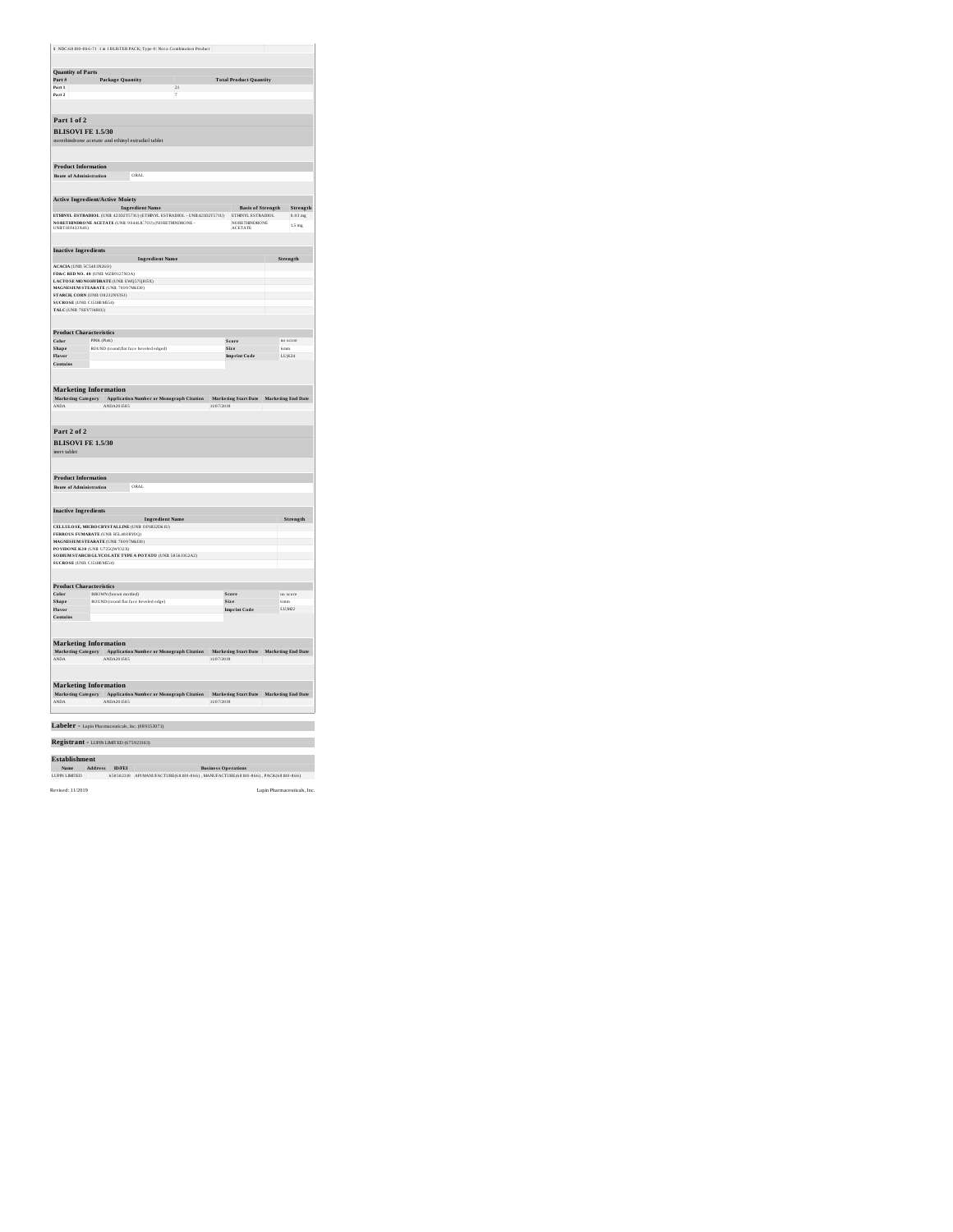| 1 | NDC:68180-866-71 | 1 in 1 BLISTER PACK; Type 0: Not a Combination Product | |
|---|---|---|---|

**Quantity of Parts**

| Part # | Package Quantity | Total Product Quantity |
|---|---|---|
| Part 1 | 21 | |
| Part 2 | 7 | |

## Part 1 of 2

### BLISOVI FE 1.5/30

norethindrone acetate and ethinyl estradiol tablet

**Product Information**

| | |
|---|---|
| Route of Administration | ORAL |

**Active Ingredient/Active Moiety**

| Ingredient Name | Basis of Strength | Strength |
|---|---|---|
| ETHINYL ESTRADIOL (UNII: 423D2T571U) (ETHINYL ESTRADIOL - UNII:423D2T571U) | ETHINYL ESTRADIOL | 0.03 mg |
| NORETHINDRONE ACETATE (UNII: 9S44LIC7OJ) (NORETHINDRONE - UNII:T18F433X4S) | NORETHINDRONE ACETATE | 1.5 mg |

**Inactive Ingredients**

| Ingredient Name | Strength |
|---|---|
| ACACIA (UNII: 5C5403N26O) | |
| FD&C RED NO. 40 (UNII: WZB9127XOA) | |
| LACTOSE MONOHYDRATE (UNII: EWQ57Q8I5X) | |
| MAGNESIUM STEARATE (UNII: 70097M6I30) | |
| STARCH, CORN (UNII: O8232NY3SJ) | |
| SUCROSE (UNII: C151H8M554) | |
| TALC (UNII: 7SEV7J4R1U) | |

**Product Characteristics**

| | | | |
|---|---|---|---|
| Color | PINK (Pink) | Score | no score |
| Shape | ROUND (round,flat face beveled edged) | Size | 6mm |
| Flavor | | Imprint Code | LU;K24 |
| Contains | | | |

**Marketing Information**

| Marketing Category | Application Number or Monograph Citation | Marketing Start Date | Marketing End Date |
|---|---|---|---|
| ANDA | ANDA201565 | 11/07/2019 | |

## Part 2 of 2

### BLISOVI FE 1.5/30

inert tablet

**Product Information**

| | |
|---|---|
| Route of Administration | ORAL |

**Inactive Ingredients**

| Ingredient Name | Strength |
|---|---|
| CELLULOSE, MICROCRYSTALLINE (UNII: OP1R32D61U) | |
| FERROUS FUMARATE (UNII: R5L488RY0Q) | |
| MAGNESIUM STEARATE (UNII: 70097M6I30) | |
| POVIDONE K30 (UNII: U725QWY32X) | |
| SODIUM STARCH GLYCOLATE TYPE A POTATO (UNII: 5856J3G2A2) | |
| SUCROSE (UNII: C151H8M554) | |

**Product Characteristics**

| | | | |
|---|---|---|---|
| Color | BROWN (brown mottled) | Score | no score |
| Shape | ROUND (round flat face beveled edge) | Size | 6mm |
| Flavor | | Imprint Code | LU;M22 |
| Contains | | | |

**Marketing Information**

| Marketing Category | Application Number or Monograph Citation | Marketing Start Date | Marketing End Date |
|---|---|---|---|
| ANDA | ANDA201565 | 11/07/2019 | |

**Marketing Information**

| Marketing Category | Application Number or Monograph Citation | Marketing Start Date | Marketing End Date |
|---|---|---|---|
| ANDA | ANDA201565 | 11/07/2019 | |

**Labeler** - Lupin Pharmaceuticals, Inc. (089153071)

**Registrant** - LUPIN LIMITED (675923163)

**Establishment**

| Name | Address | ID/FEI | Business Operations |
|---|---|---|---|
| LUPIN LIMITED | | 650582310 | API MANUFACTURE(68180-866) , MANUFACTURE(68180-866) , PACK(68180-866) |

Revised: 11/2019 Lupin Pharmaceuticals, Inc.